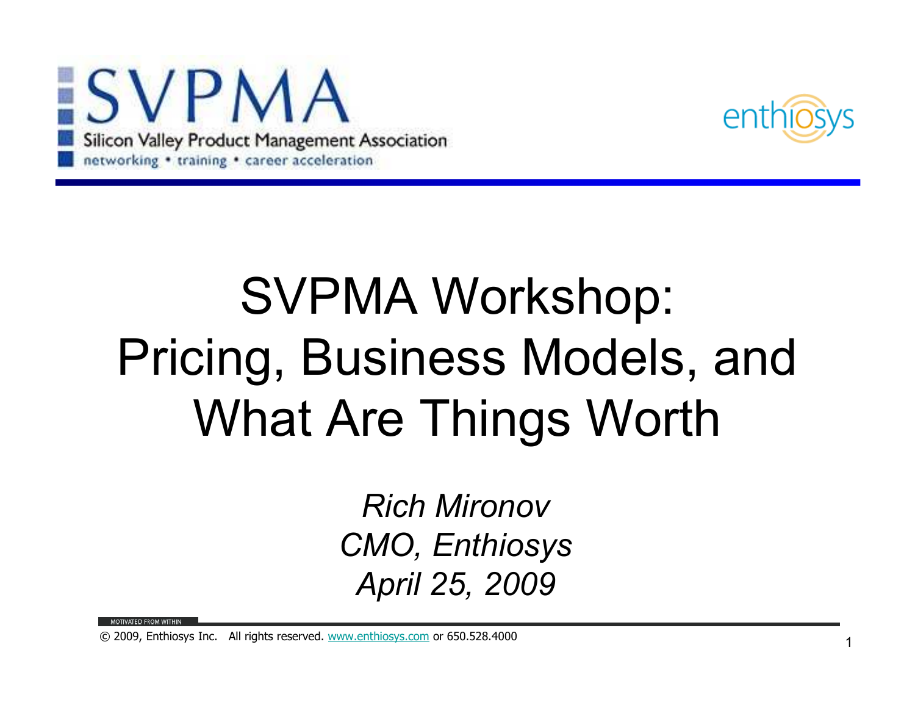SVPMA

Silicon Valley Product Management Association

networking • training • career acceleration

enthiosys

# SVPMA Workshop: Pricing, Business Models, and What Are Things Worth

*Rich Mironov*
*CMO, Enthiosys*
*April 25, 2009*

MOTIVATED FROM WITHIN

© 2009, Enthiosys Inc. All rights reserved. www.enthiosys.com or 650.528.4000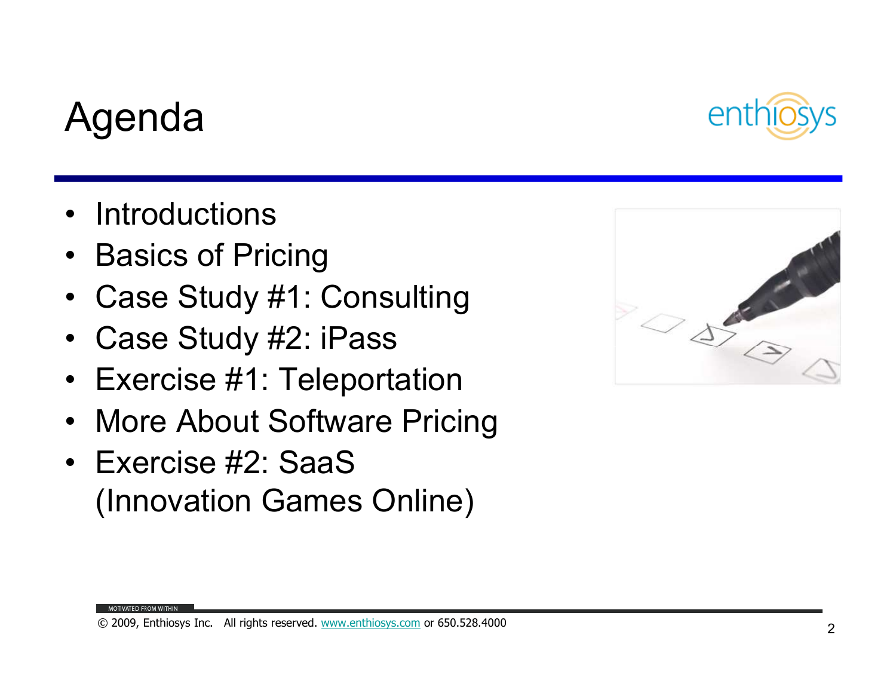# Agenda

- Introductions
- Basics of Pricing
- Case Study #1: Consulting
- Case Study #2: iPass
- Exercise #1: Teleportation
- More About Software Pricing
- Exercise #2: SaaS (Innovation Games Online)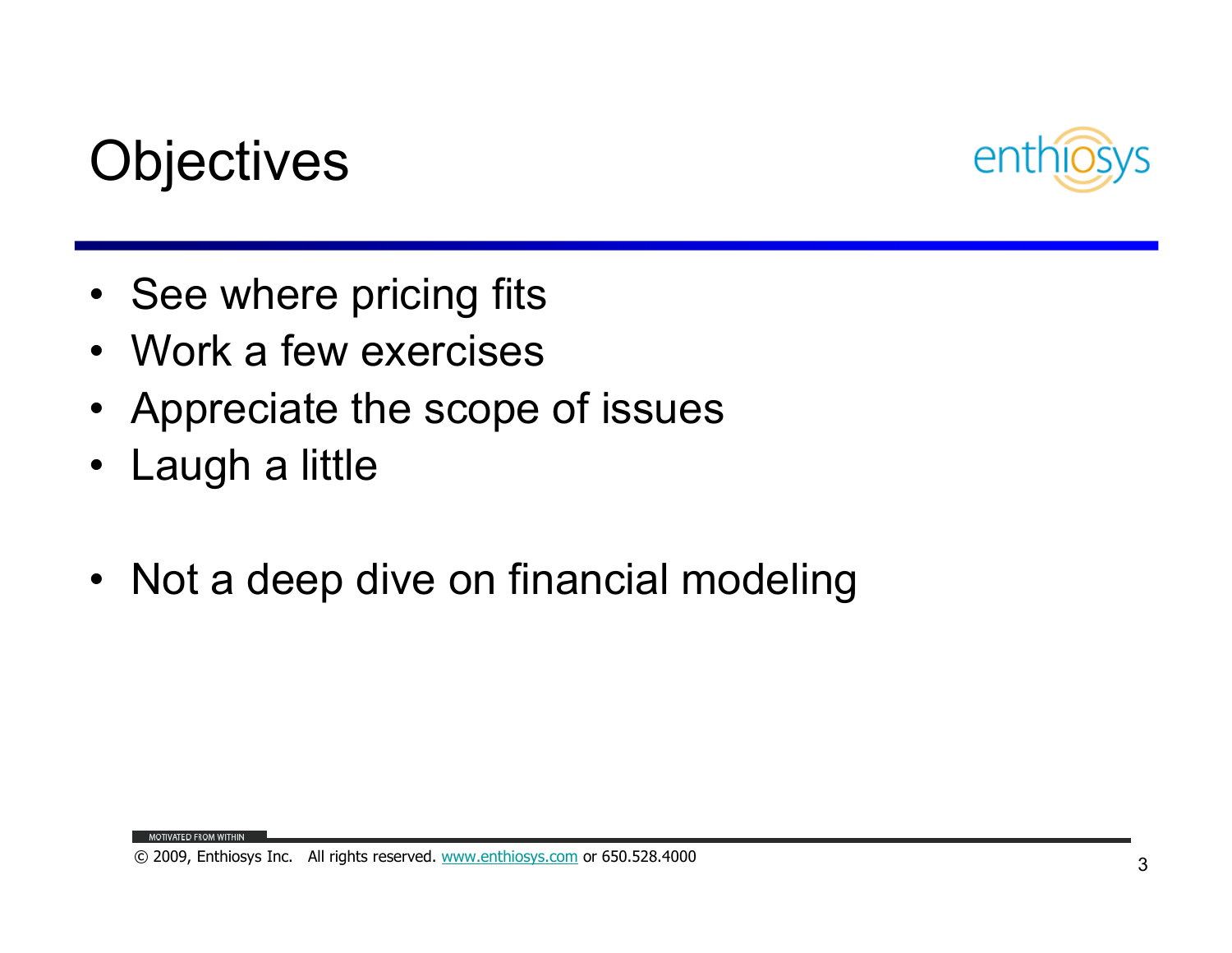# Objectives

- See where pricing fits
- Work a few exercises
- Appreciate the scope of issues
- Laugh a little

- Not a deep dive on financial modeling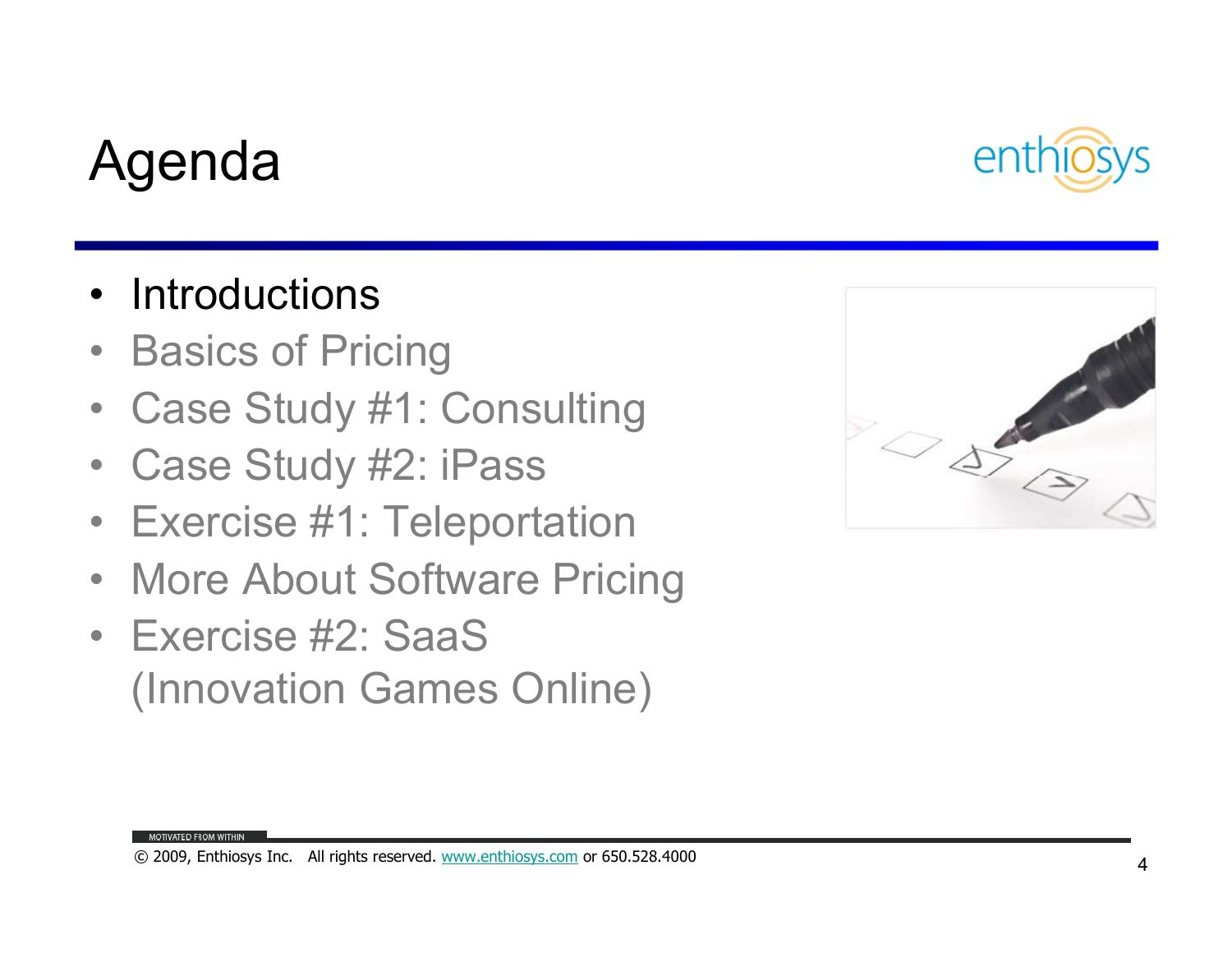# Agenda

- Introductions
- Basics of Pricing
- Case Study #1: Consulting
- Case Study #2: iPass
- Exercise #1: Teleportation
- More About Software Pricing
- Exercise #2: SaaS (Innovation Games Online)

MOTIVATED FROM WITHIN

© 2009, Enthiosys Inc. All rights reserved. www.enthiosys.com or 650.528.4000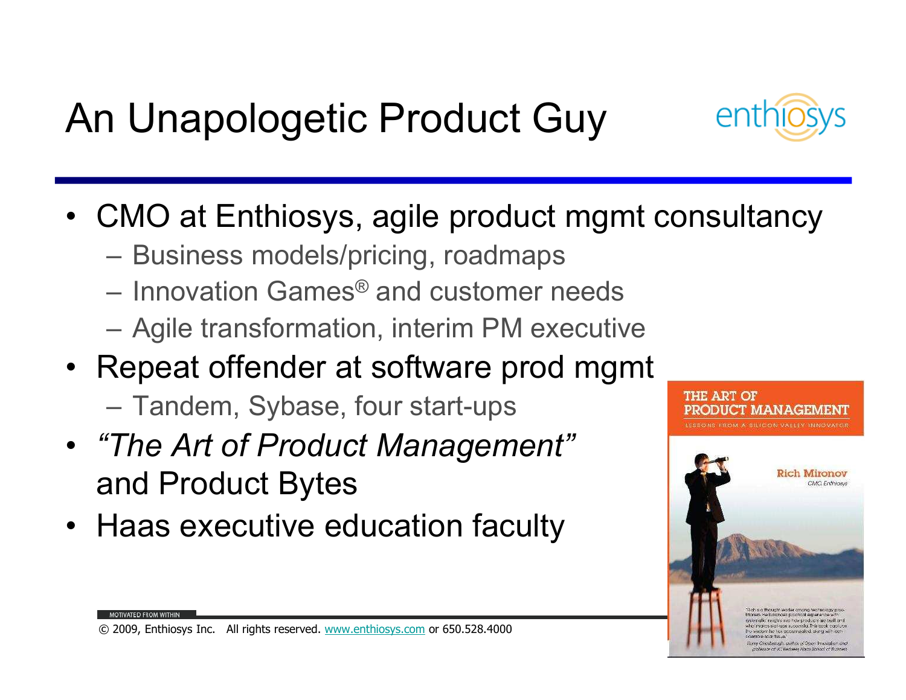# An Unapologetic Product Guy

- CMO at Enthiosys, agile product mgmt consultancy
  - Business models/pricing, roadmaps
  - Innovation Games® and customer needs
  - Agile transformation, interim PM executive
- Repeat offender at software prod mgmt
  - Tandem, Sybase, four start-ups
- *"The Art of Product Management"* and Product Bytes
- Haas executive education faculty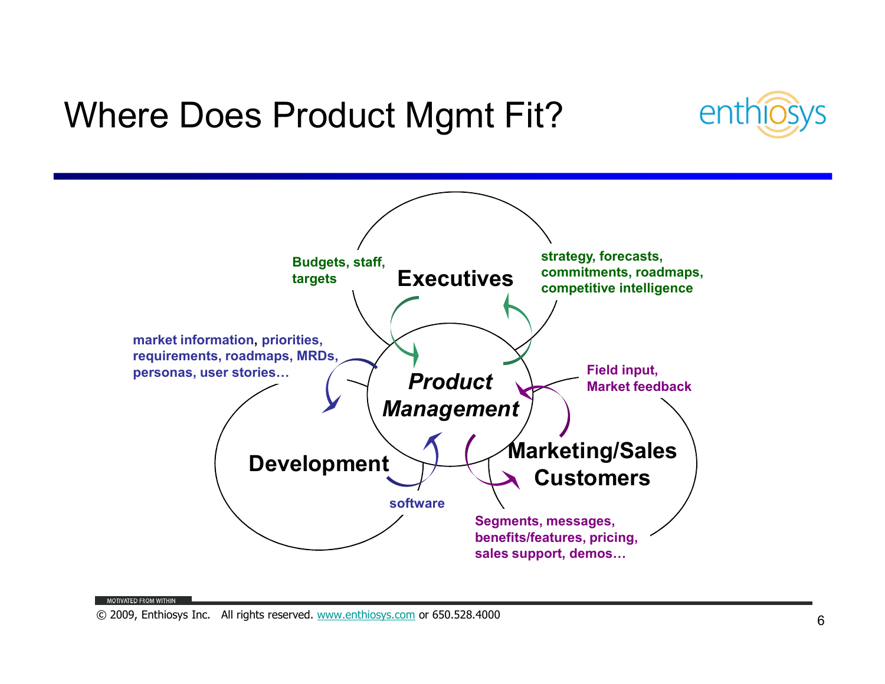# Where Does Product Mgmt Fit?

**Executives**

**Budgets, staff, targets**

**strategy, forecasts, commitments, roadmaps, competitive intelligence**

***Product Management***

**market information, priorities, requirements, roadmaps, MRDs, personas, user stories…**

**Development**

**software**

**Field input, Market feedback**

**Marketing/Sales Customers**

**Segments, messages, benefits/features, pricing, sales support, demos…**

MOTIVATED FROM WITHIN

© 2009, Enthiosys Inc. All rights reserved. www.enthiosys.com or 650.528.4000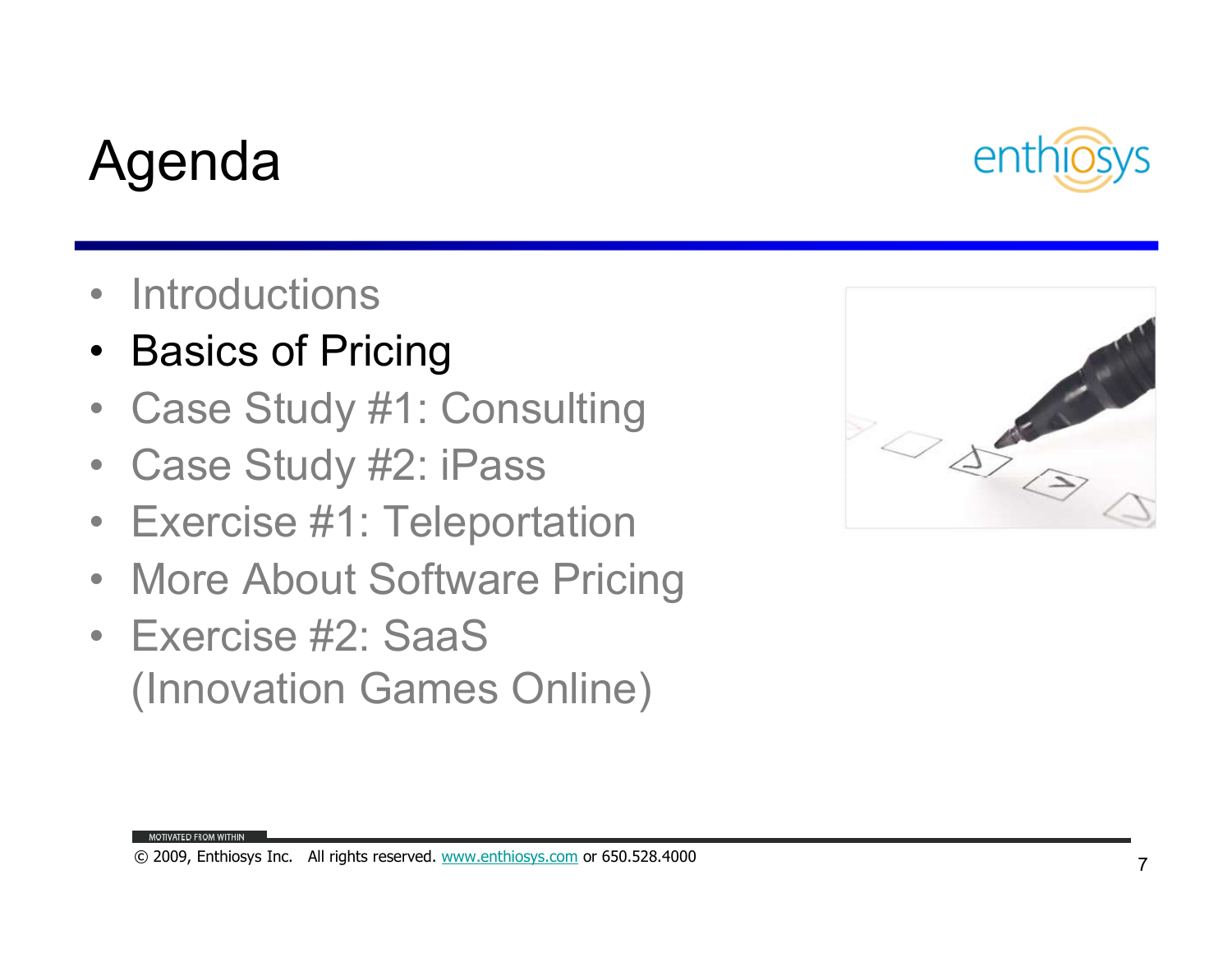# Agenda

- Introductions
- **Basics of Pricing**
- Case Study #1: Consulting
- Case Study #2: iPass
- Exercise #1: Teleportation
- More About Software Pricing
- Exercise #2: SaaS (Innovation Games Online)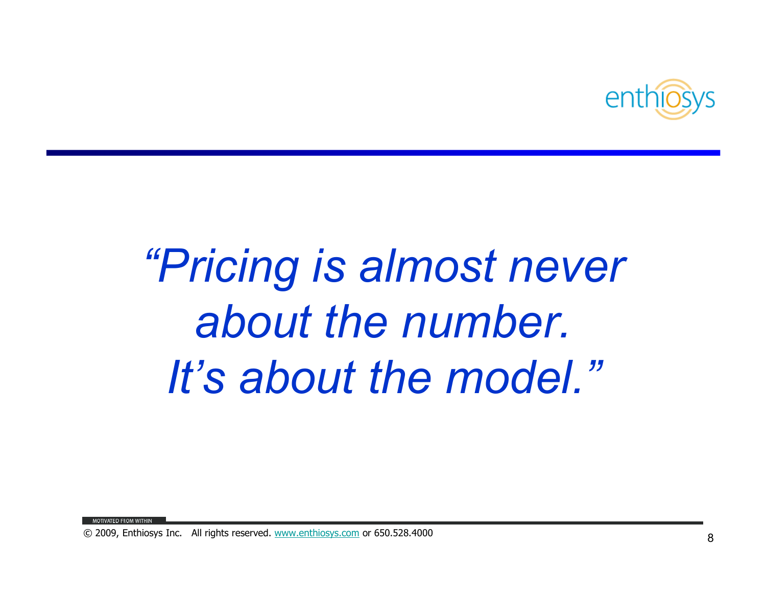*"Pricing is almost never about the number. It's about the model."*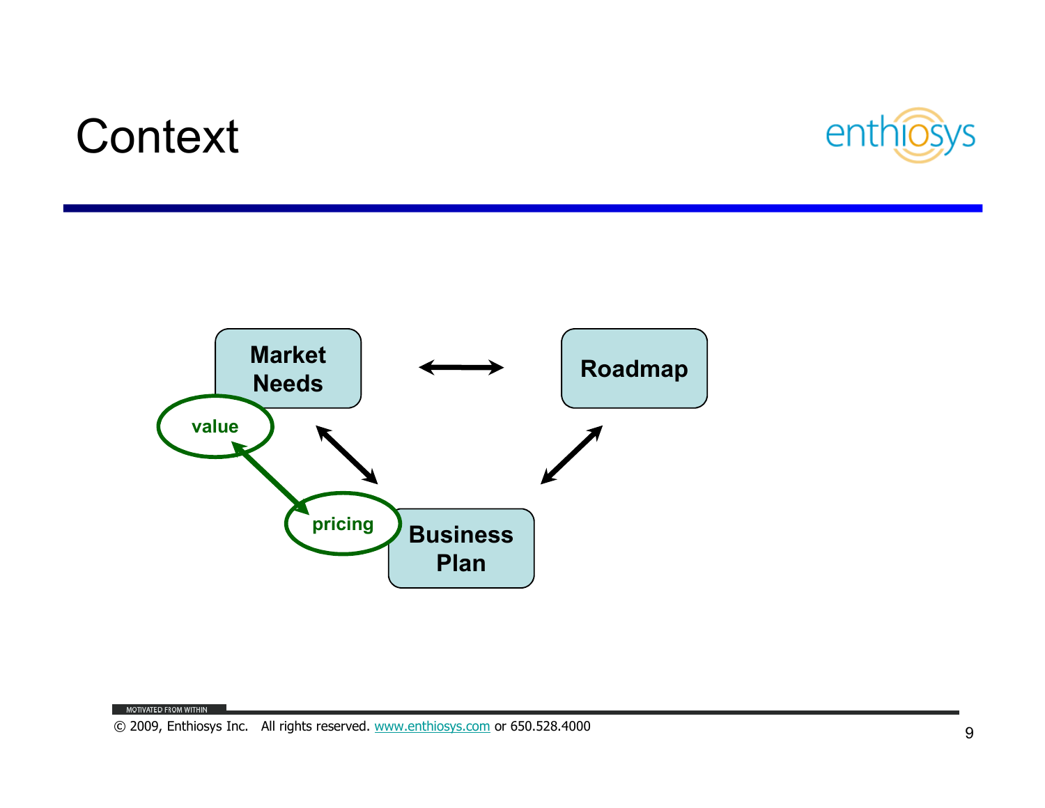# Context

Market Needs

Roadmap

Business Plan

value

pricing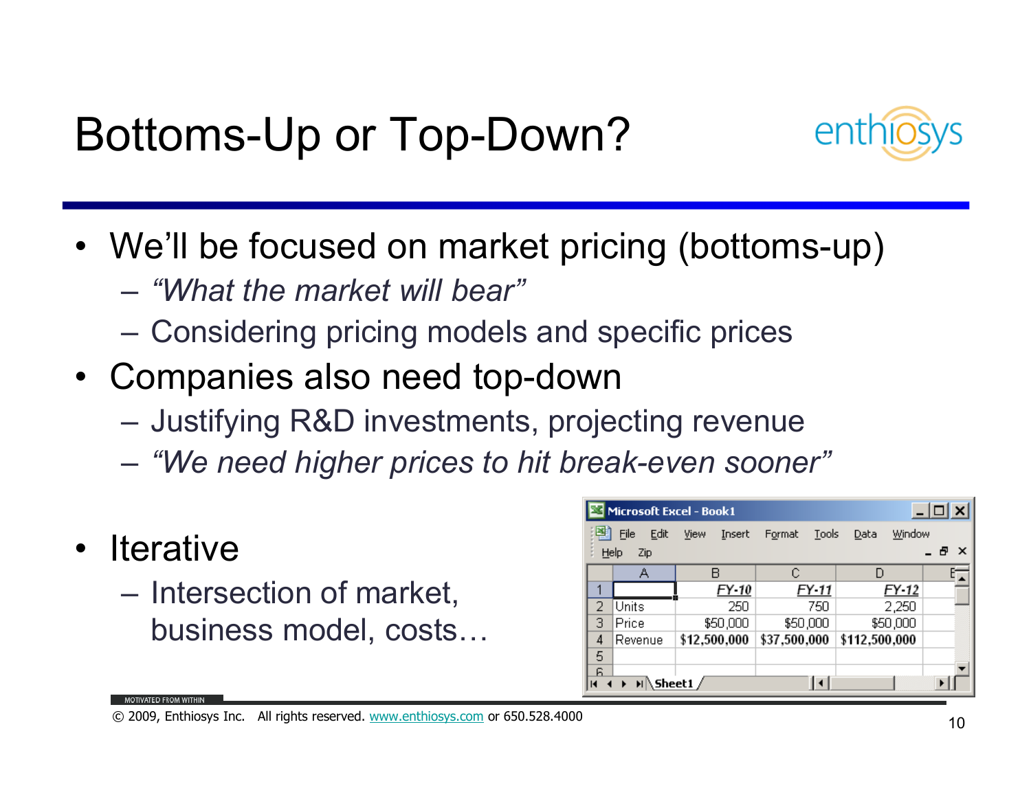# Bottoms-Up or Top-Down?

- We'll be focused on market pricing (bottoms-up)
  - *"What the market will bear"*
  - Considering pricing models and specific prices
- Companies also need top-down
  - Justifying R&D investments, projecting revenue
  - *"We need higher prices to hit break-even sooner"*
- Iterative
  - Intersection of market, business model, costs…

|  | FY-10 | FY-11 | FY-12 |
|---|---|---|---|
| Units | 250 | 750 | 2,250 |
| Price | $50,000 | $50,000 | $50,000 |
| Revenue | $12,500,000 | $37,500,000 | $112,500,000 |

© 2009, Enthiosys Inc. All rights reserved. www.enthiosys.com or 650.528.4000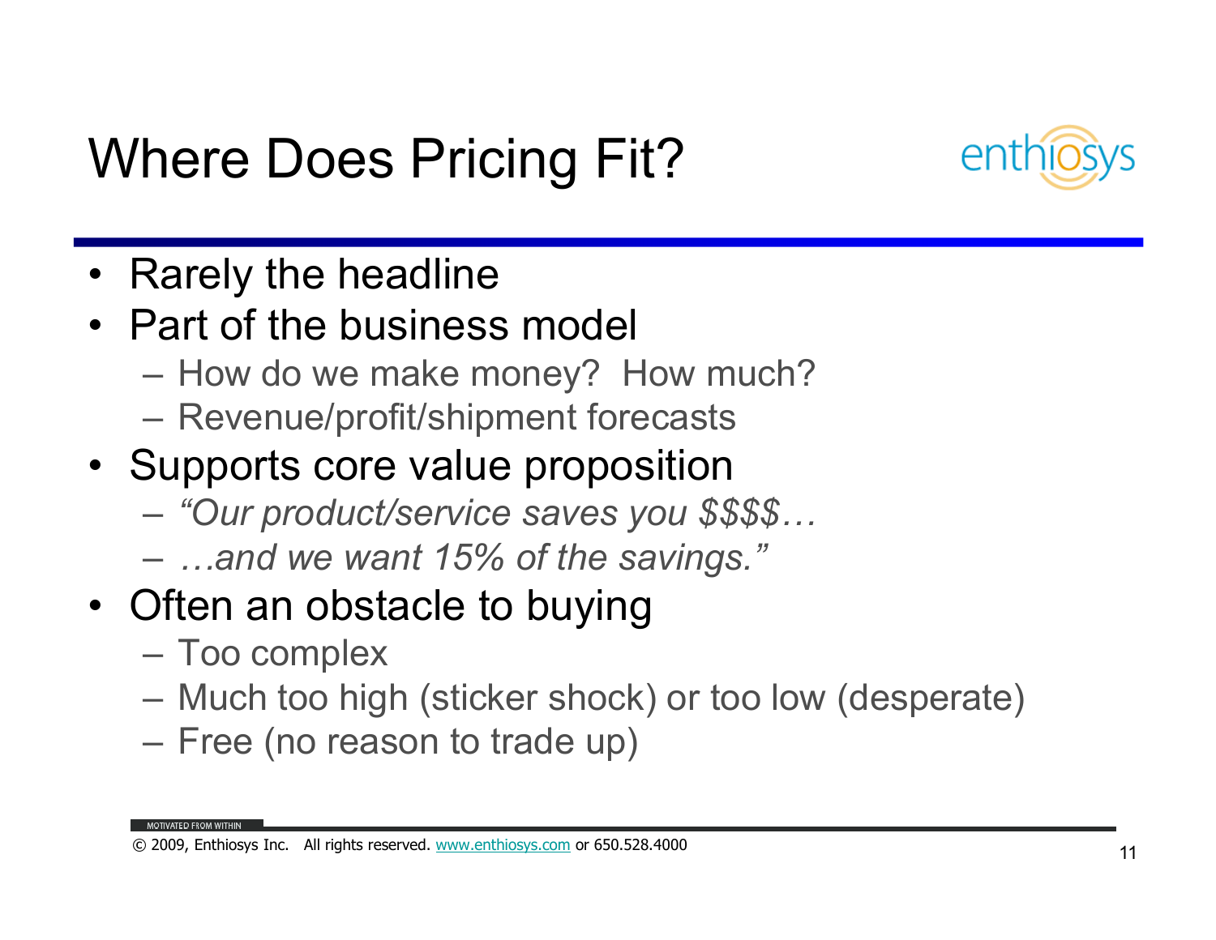# Where Does Pricing Fit?

- Rarely the headline
- Part of the business model
  - How do we make money? How much?
  - Revenue/profit/shipment forecasts
- Supports core value proposition
  - *"Our product/service saves you $$$$…*
  - *…and we want 15% of the savings."*
- Often an obstacle to buying
  - Too complex
  - Much too high (sticker shock) or too low (desperate)
  - Free (no reason to trade up)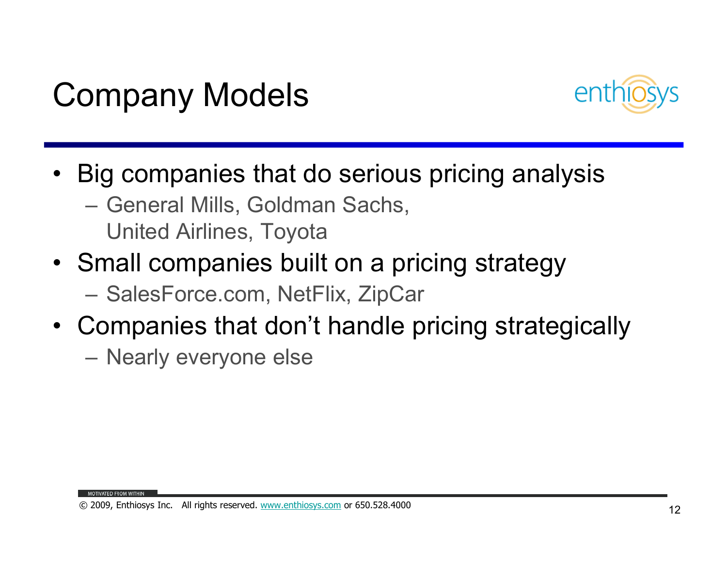# Company Models

- Big companies that do serious pricing analysis
  - General Mills, Goldman Sachs, United Airlines, Toyota
- Small companies built on a pricing strategy
  - SalesForce.com, NetFlix, ZipCar
- Companies that don't handle pricing strategically
  - Nearly everyone else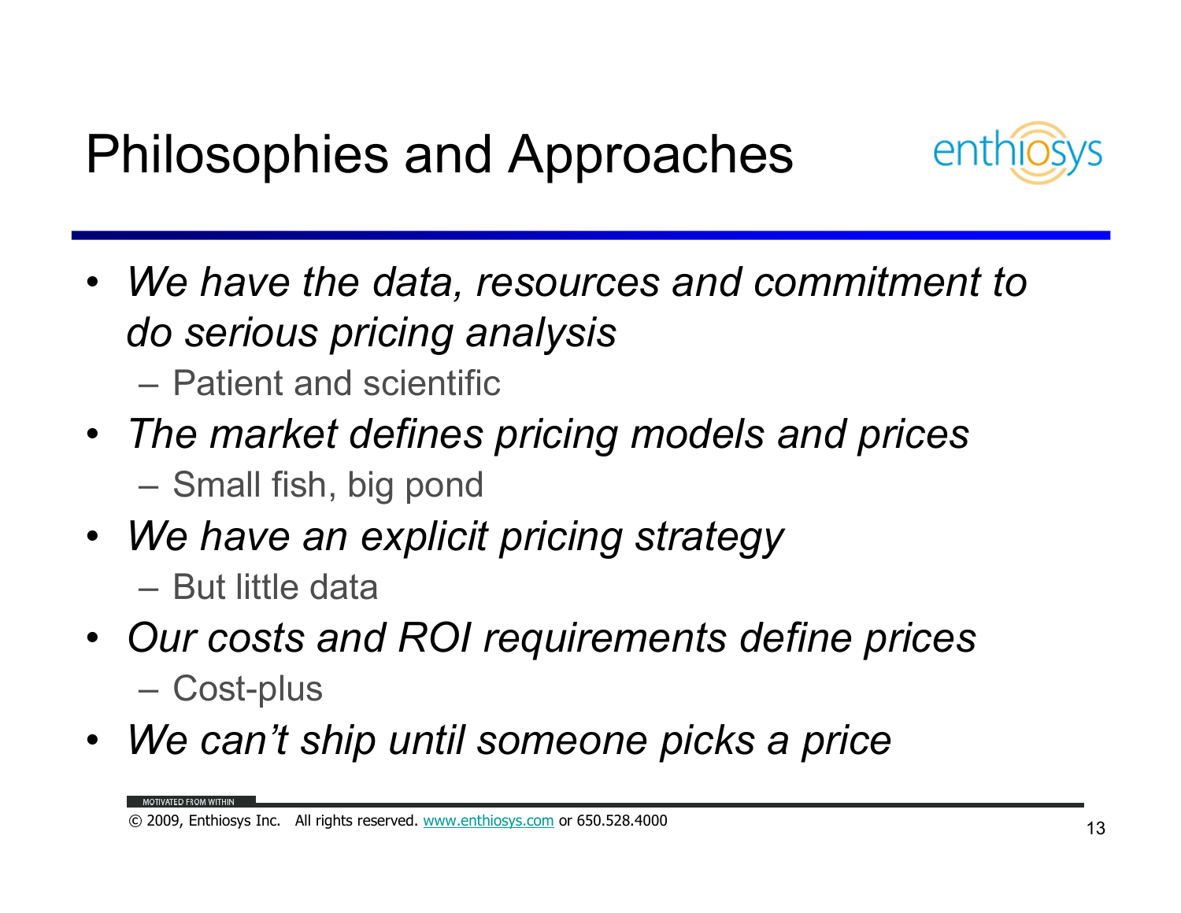# Philosophies and Approaches

- *We have the data, resources and commitment to do serious pricing analysis*
  - Patient and scientific
- *The market defines pricing models and prices*
  - Small fish, big pond
- *We have an explicit pricing strategy*
  - But little data
- *Our costs and ROI requirements define prices*
  - Cost-plus
- *We can't ship until someone picks a price*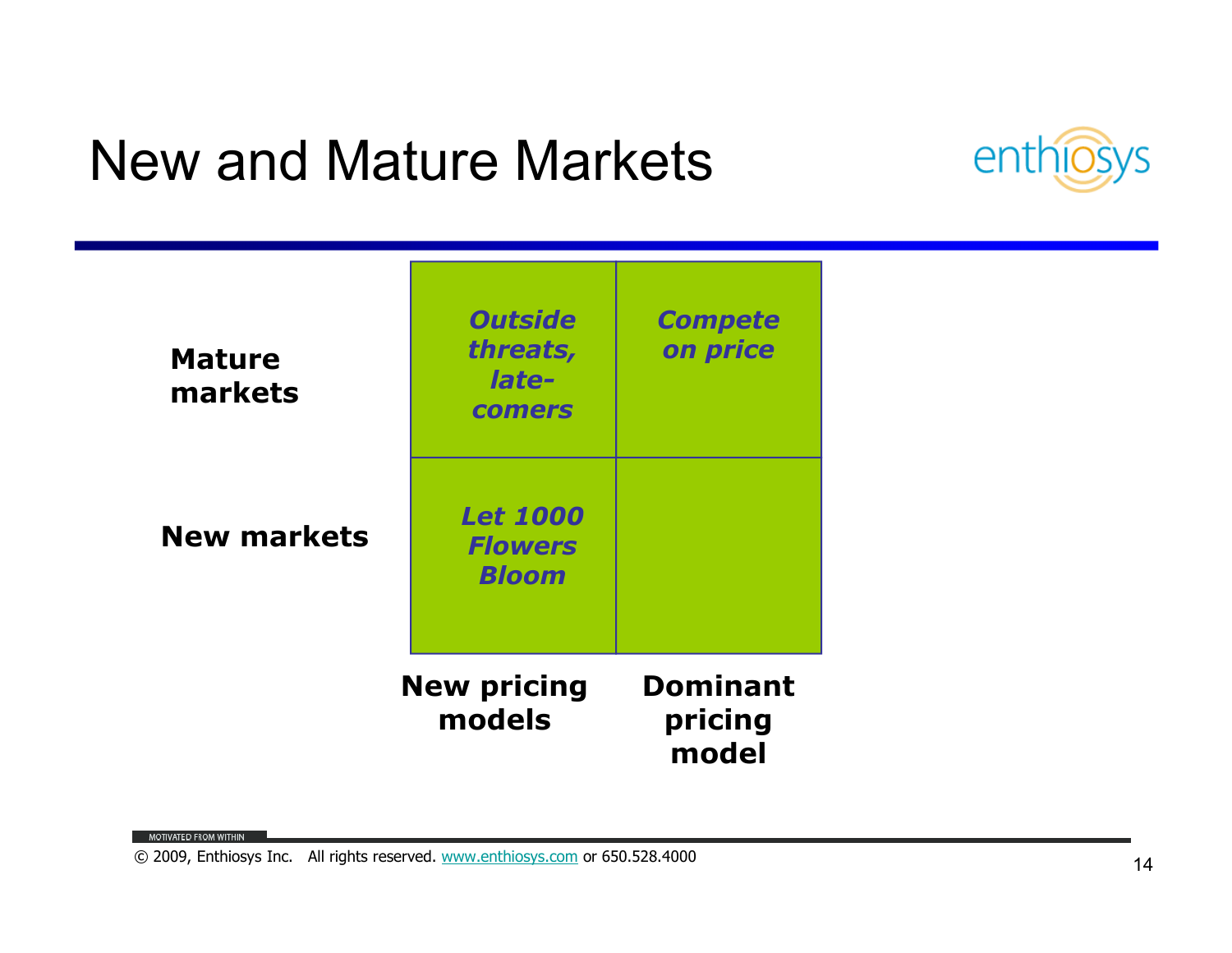# New and Mature Markets

| | New pricing models | Dominant pricing model |
| --- | --- | --- |
| **Mature markets** | ***Outside threats, late-comers*** | ***Compete on price*** |
| **New markets** | ***Let 1000 Flowers Bloom*** | |

© 2009, Enthiosys Inc. All rights reserved. www.enthiosys.com or 650.528.4000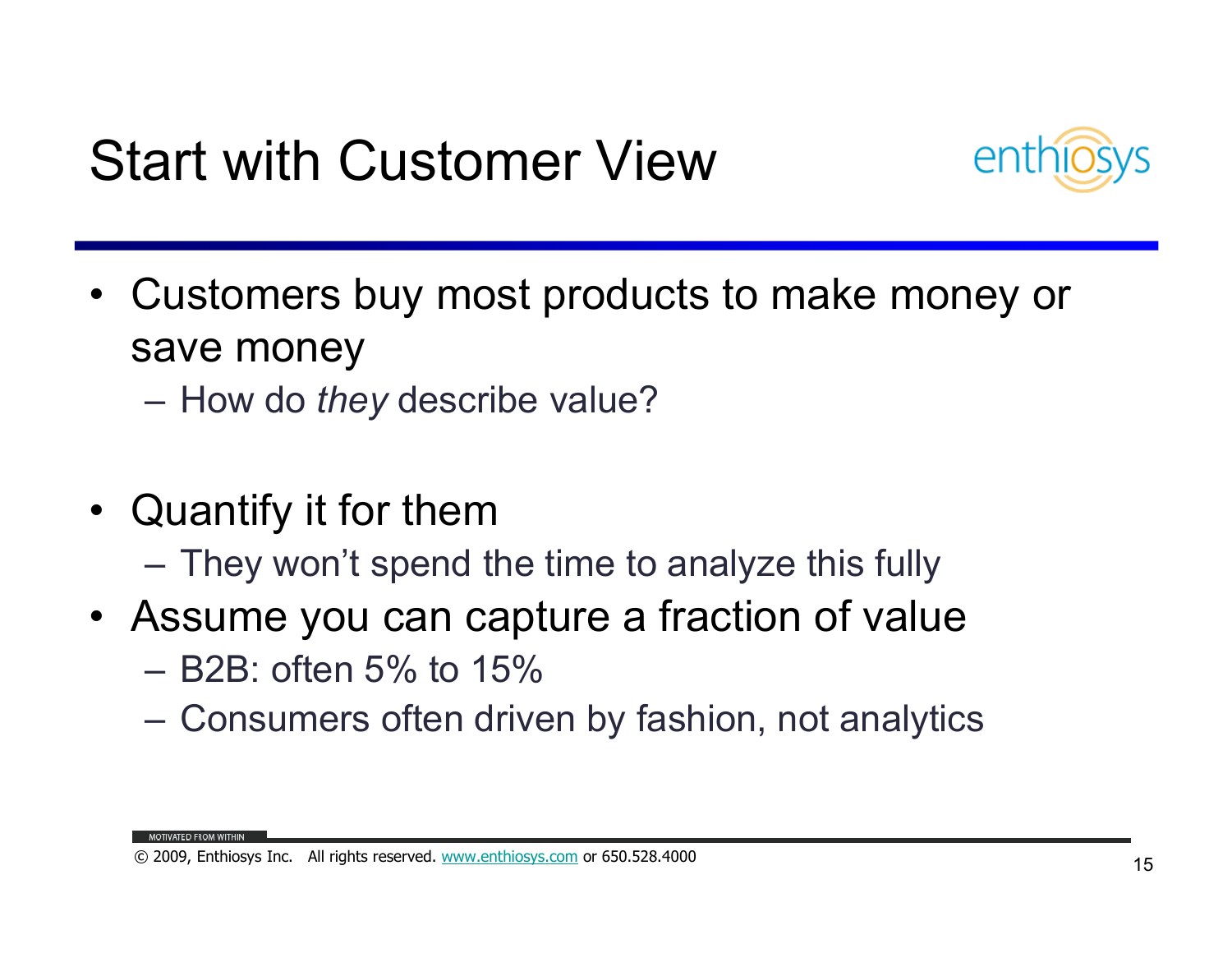# Start with Customer View

- Customers buy most products to make money or save money
  - How do *they* describe value?
- Quantify it for them
  - They won't spend the time to analyze this fully
- Assume you can capture a fraction of value
  - B2B: often 5% to 15%
  - Consumers often driven by fashion, not analytics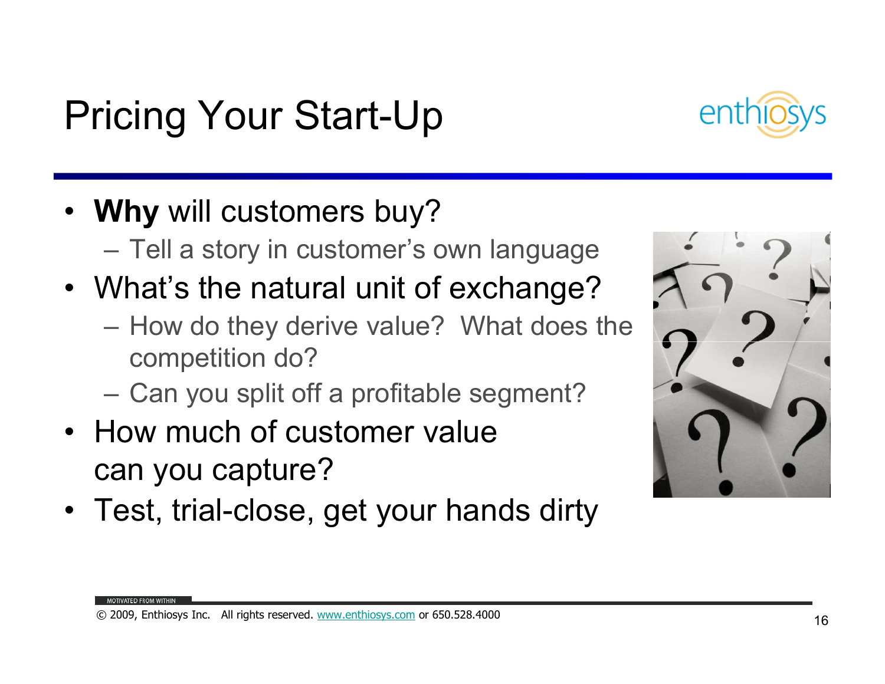# Pricing Your Start-Up

- **Why** will customers buy?
  - Tell a story in customer's own language
- What's the natural unit of exchange?
  - How do they derive value? What does the competition do?
  - Can you split off a profitable segment?
- How much of customer value can you capture?
- Test, trial-close, get your hands dirty

© 2009, Enthiosys Inc. All rights reserved. www.enthiosys.com or 650.528.4000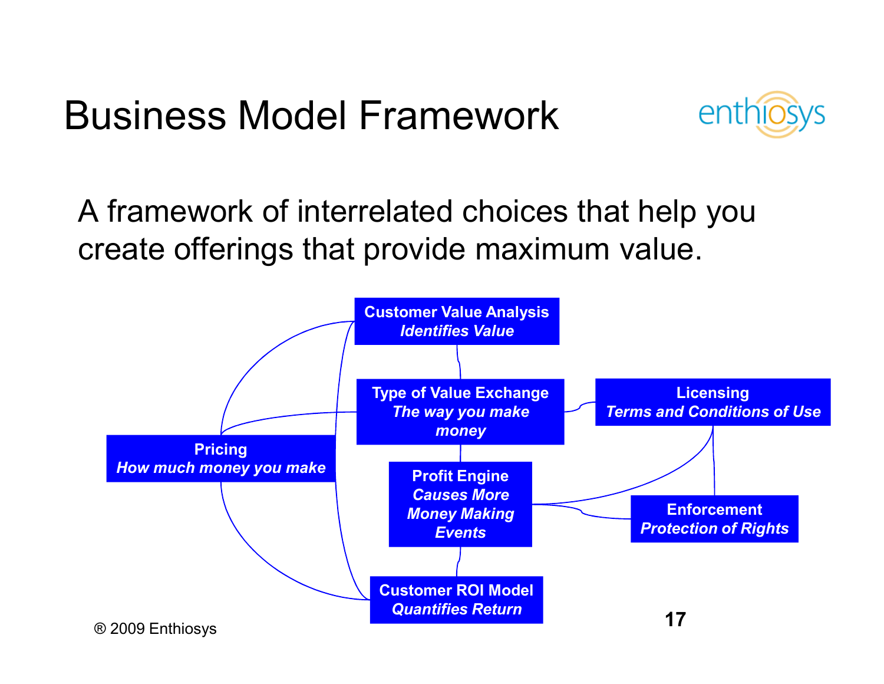# Business Model Framework

A framework of interrelated choices that help you create offerings that provide maximum value.

**Customer Value Analysis**
*Identifies Value*

**Type of Value Exchange**
*The way you make money*

**Licensing**
*Terms and Conditions of Use*

**Pricing**
*How much money you make*

**Profit Engine**
*Causes More Money Making Events*

**Enforcement**
*Protection of Rights*

**Customer ROI Model**
*Quantifies Return*

® 2009 Enthiosys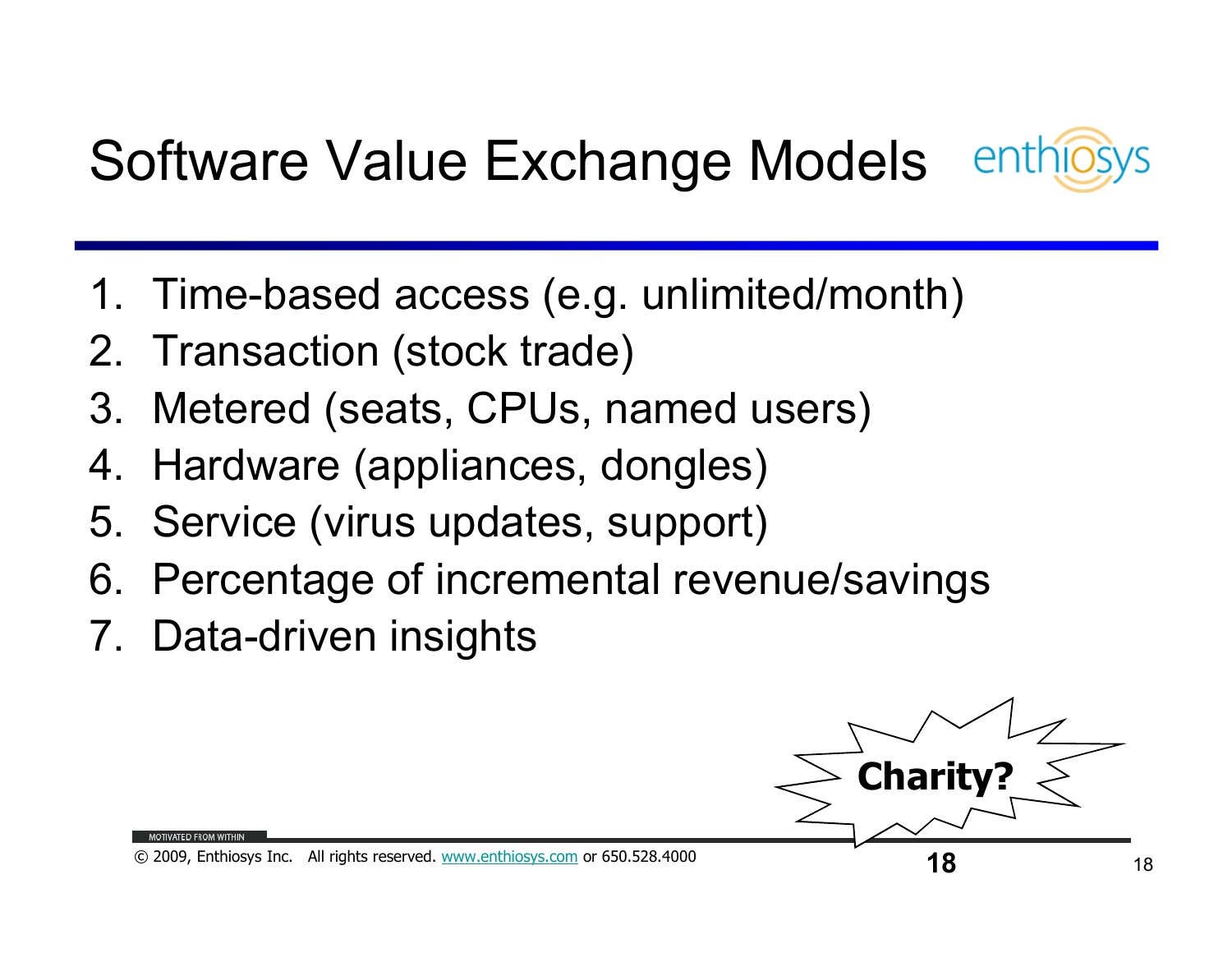# Software Value Exchange Models

1. Time-based access (e.g. unlimited/month)
2. Transaction (stock trade)
3. Metered (seats, CPUs, named users)
4. Hardware (appliances, dongles)
5. Service (virus updates, support)
6. Percentage of incremental revenue/savings
7. Data-driven insights

**Charity?**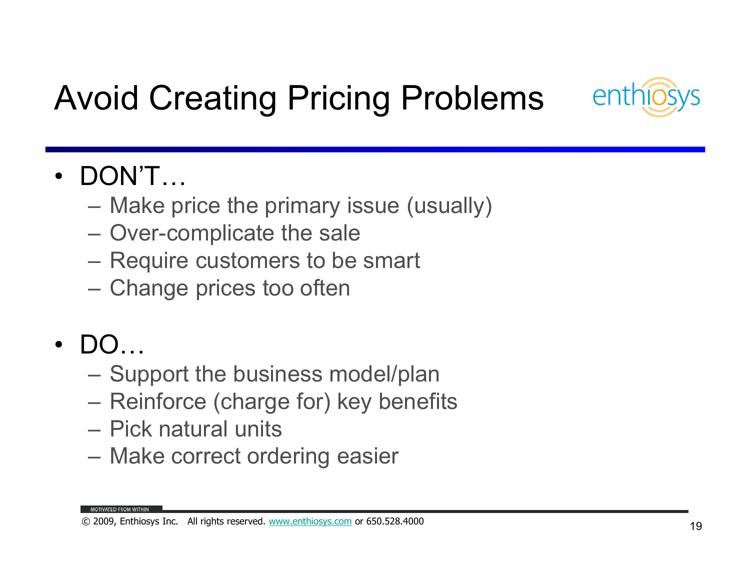# Avoid Creating Pricing Problems

- DON'T…
  - Make price the primary issue (usually)
  - Over-complicate the sale
  - Require customers to be smart
  - Change prices too often

- DO…
  - Support the business model/plan
  - Reinforce (charge for) key benefits
  - Pick natural units
  - Make correct ordering easier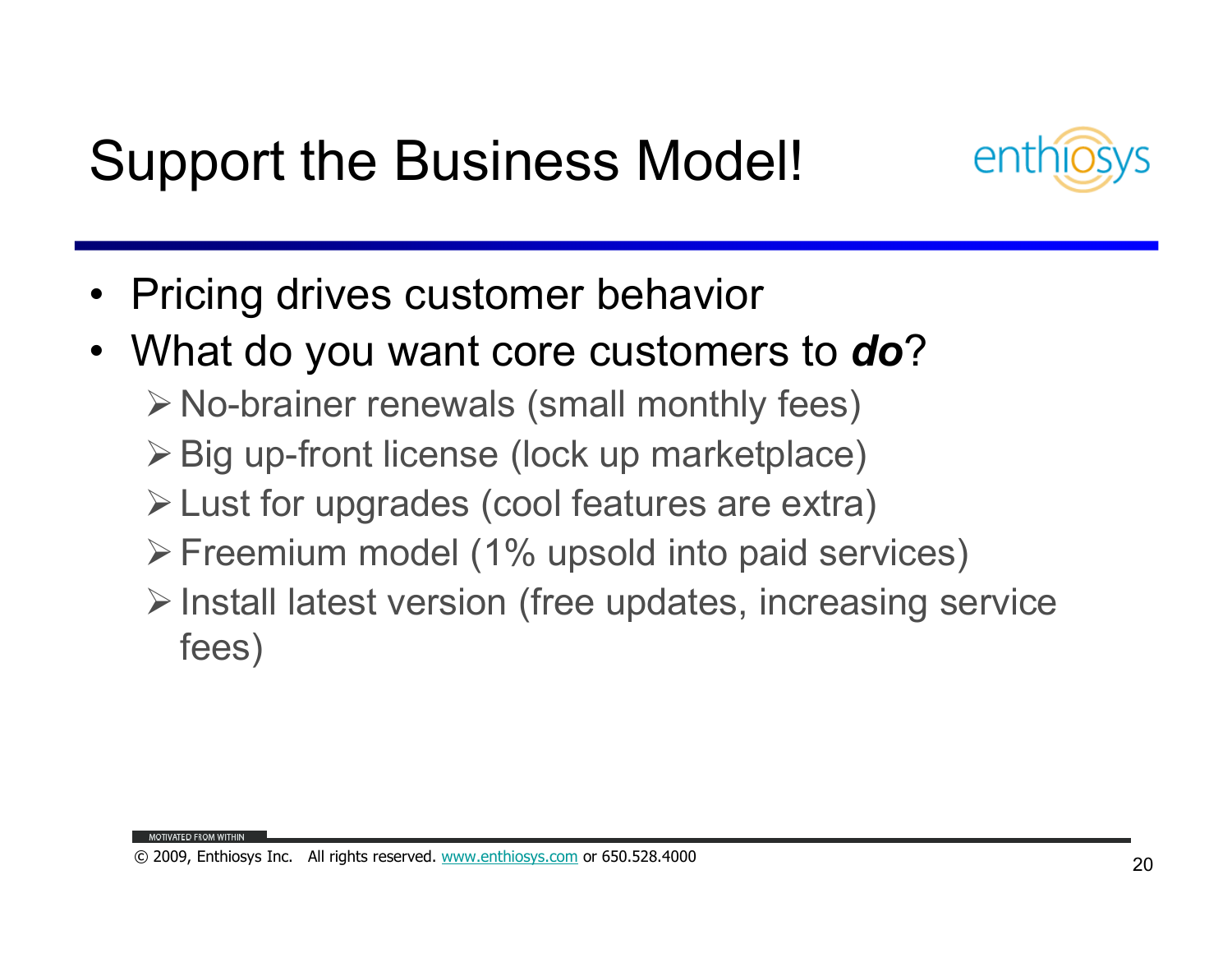# Support the Business Model!

- Pricing drives customer behavior
- What do you want core customers to ***do***?
  - No-brainer renewals (small monthly fees)
  - Big up-front license (lock up marketplace)
  - Lust for upgrades (cool features are extra)
  - Freemium model (1% upsold into paid services)
  - Install latest version (free updates, increasing service fees)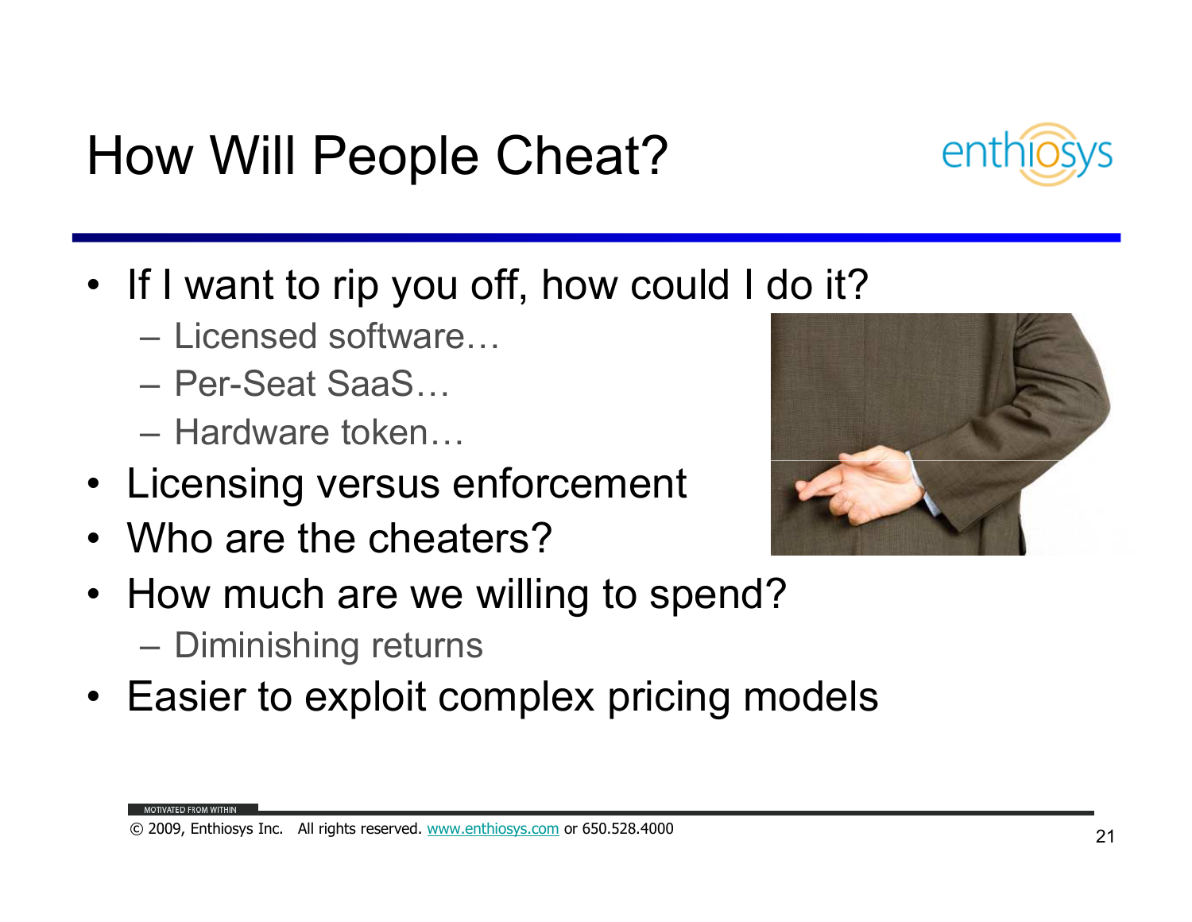# How Will People Cheat?

- If I want to rip you off, how could I do it?
  - Licensed software…
  - Per-Seat SaaS…
  - Hardware token…
- Licensing versus enforcement
- Who are the cheaters?
- How much are we willing to spend?
  - Diminishing returns
- Easier to exploit complex pricing models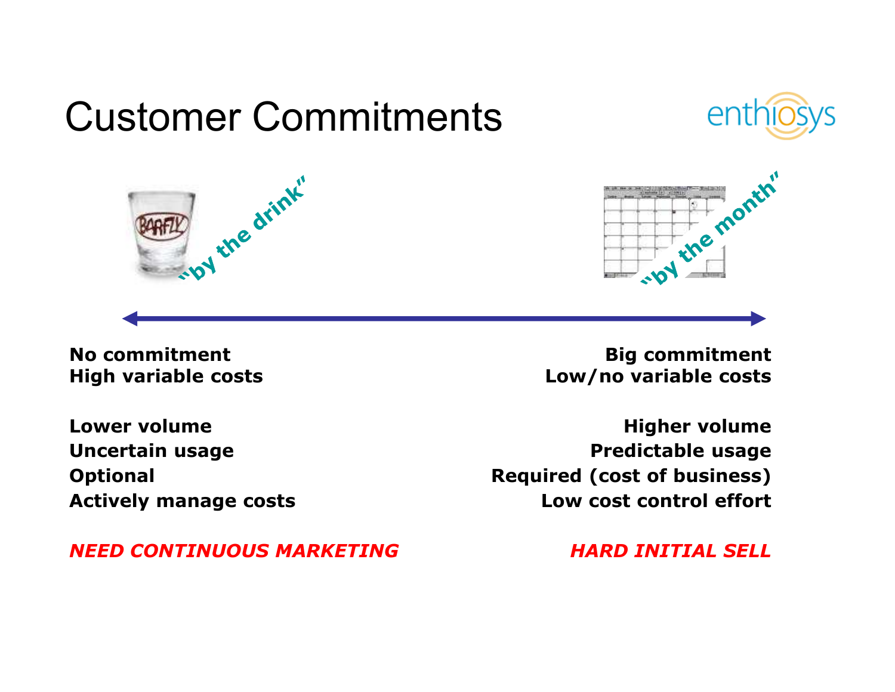# Customer Commitments

"by the drink"

"by the month"

| | |
|---|---|
| **No commitment** | **Big commitment** |
| **High variable costs** | **Low/no variable costs** |
| **Lower volume** | **Higher volume** |
| **Uncertain usage** | **Predictable usage** |
| **Optional** | **Required (cost of business)** |
| **Actively manage costs** | **Low cost control effort** |
| ***NEED CONTINUOUS MARKETING*** | ***HARD INITIAL SELL*** |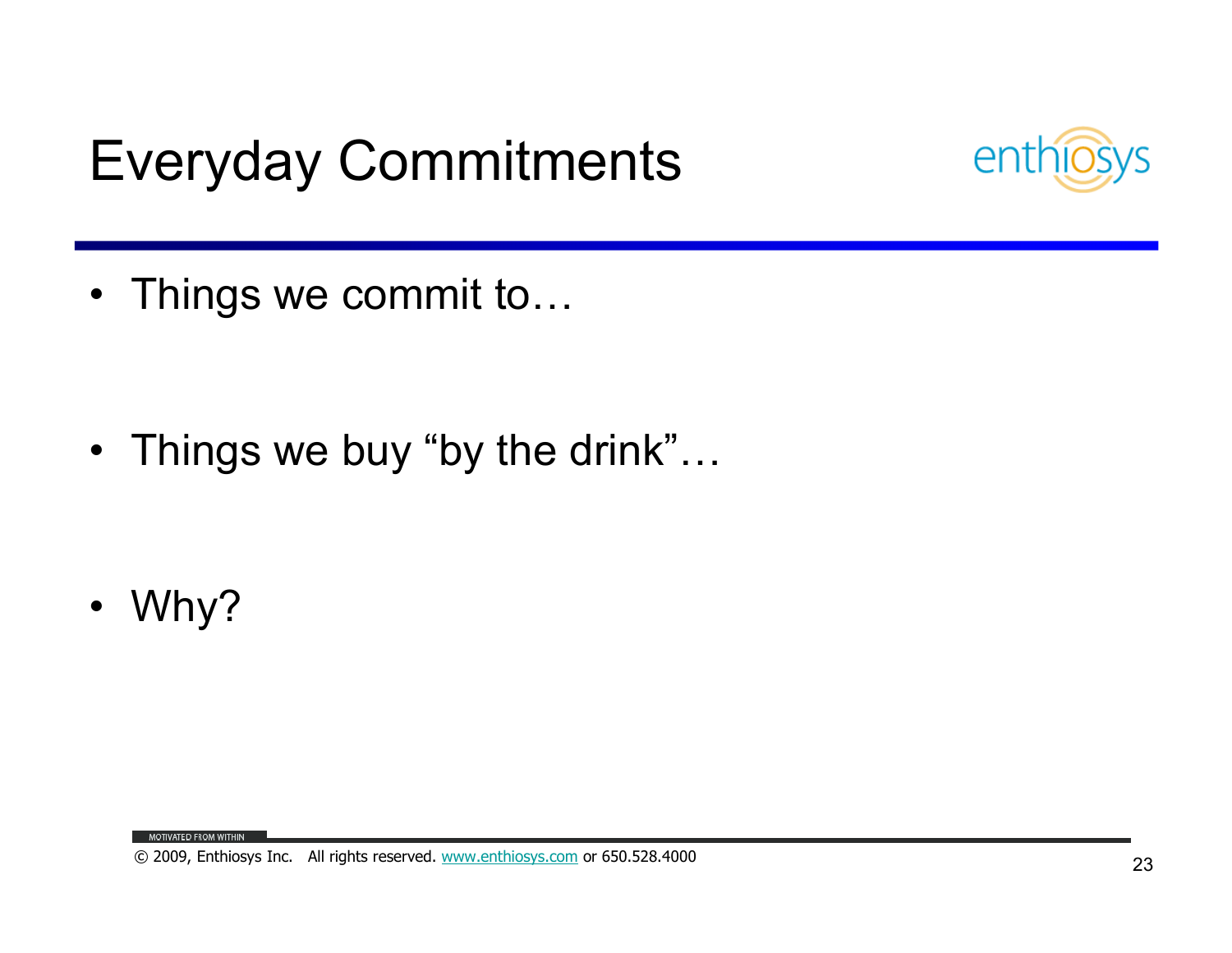# Everyday Commitments

- Things we commit to…
- Things we buy "by the drink"…
- Why?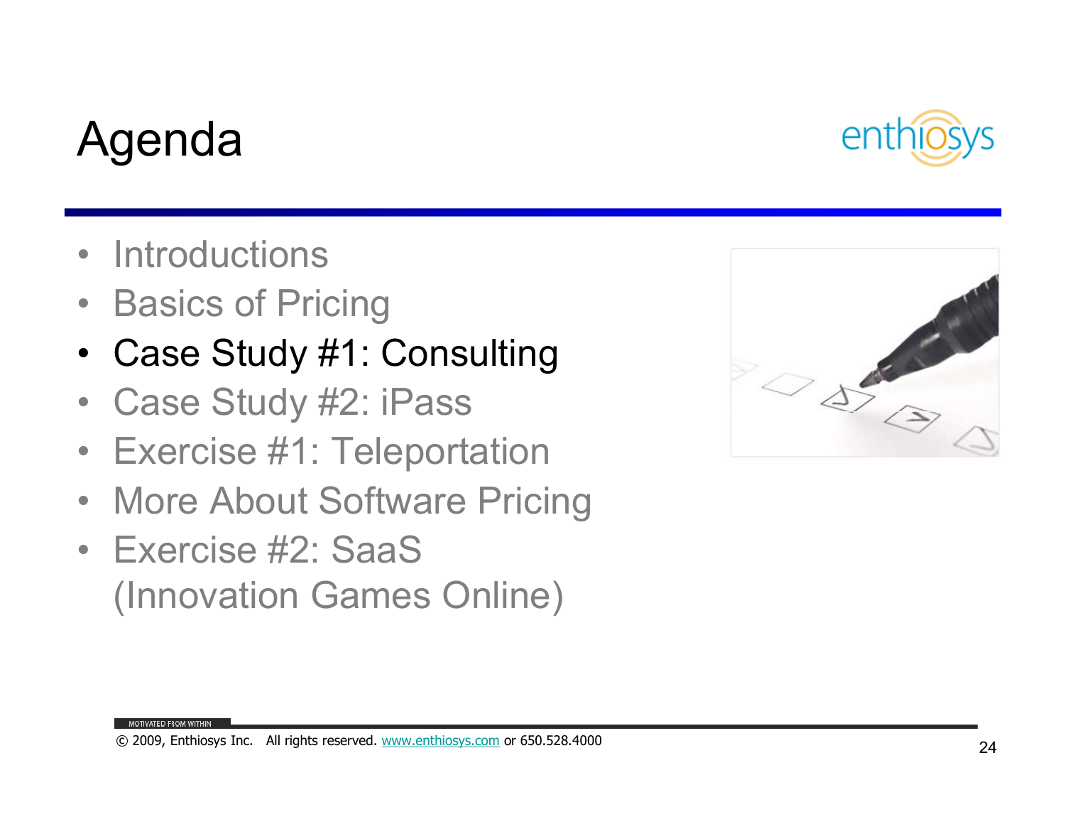# Agenda

- Introductions
- Basics of Pricing
- Case Study #1: Consulting
- Case Study #2: iPass
- Exercise #1: Teleportation
- More About Software Pricing
- Exercise #2: SaaS (Innovation Games Online)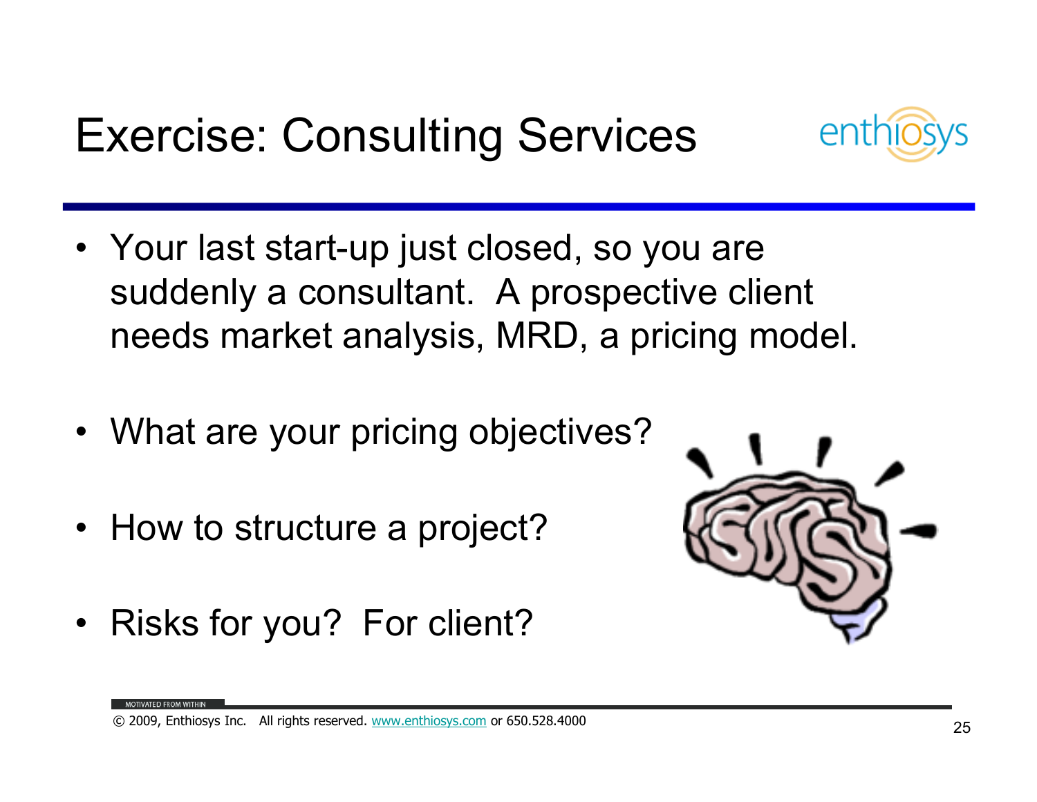# Exercise: Consulting Services

- Your last start-up just closed, so you are suddenly a consultant. A prospective client needs market analysis, MRD, a pricing model.
- What are your pricing objectives?
- How to structure a project?
- Risks for you? For client?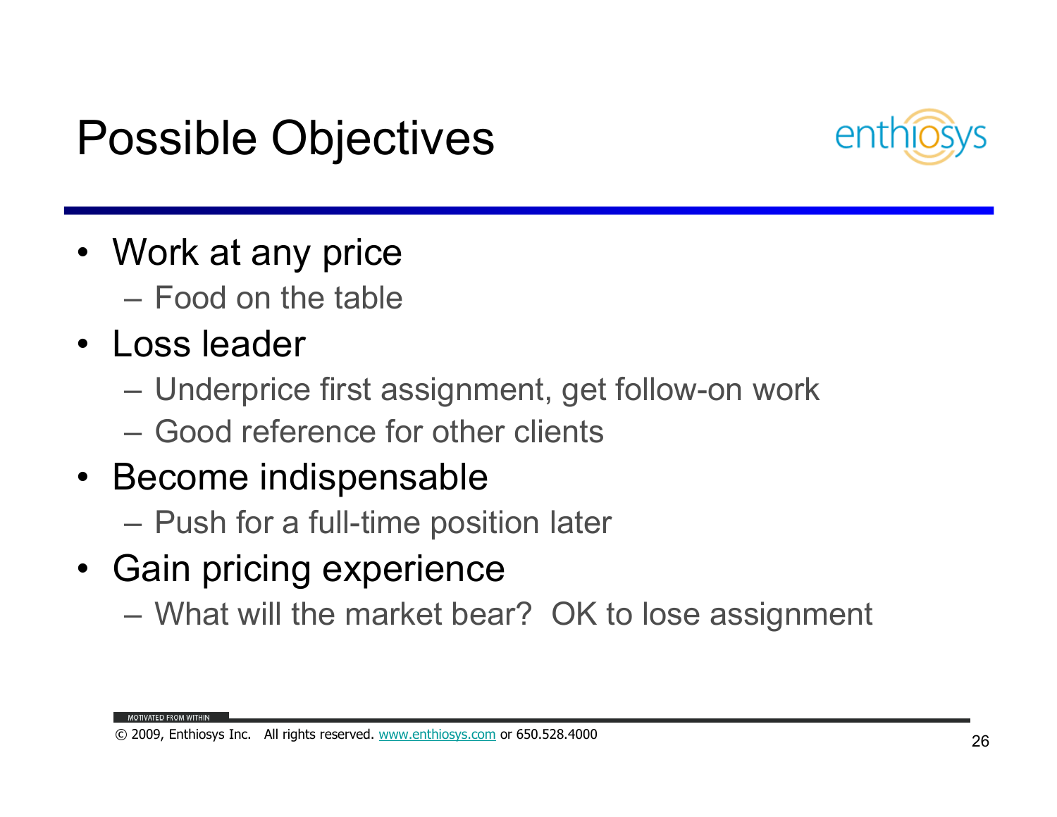# Possible Objectives

- Work at any price
  - Food on the table
- Loss leader
  - Underprice first assignment, get follow-on work
  - Good reference for other clients
- Become indispensable
  - Push for a full-time position later
- Gain pricing experience
  - What will the market bear? OK to lose assignment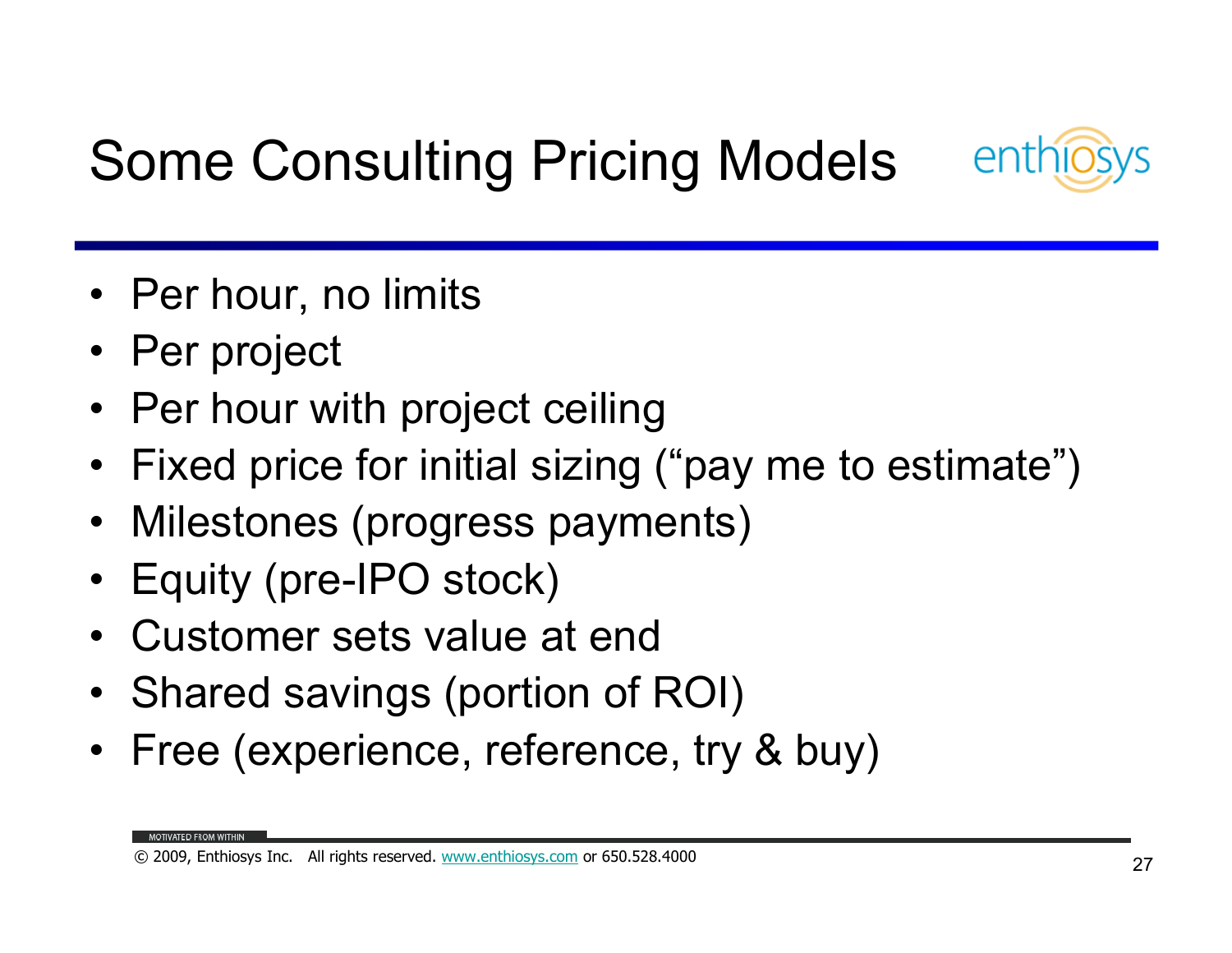# Some Consulting Pricing Models

- Per hour, no limits
- Per project
- Per hour with project ceiling
- Fixed price for initial sizing ("pay me to estimate")
- Milestones (progress payments)
- Equity (pre-IPO stock)
- Customer sets value at end
- Shared savings (portion of ROI)
- Free (experience, reference, try & buy)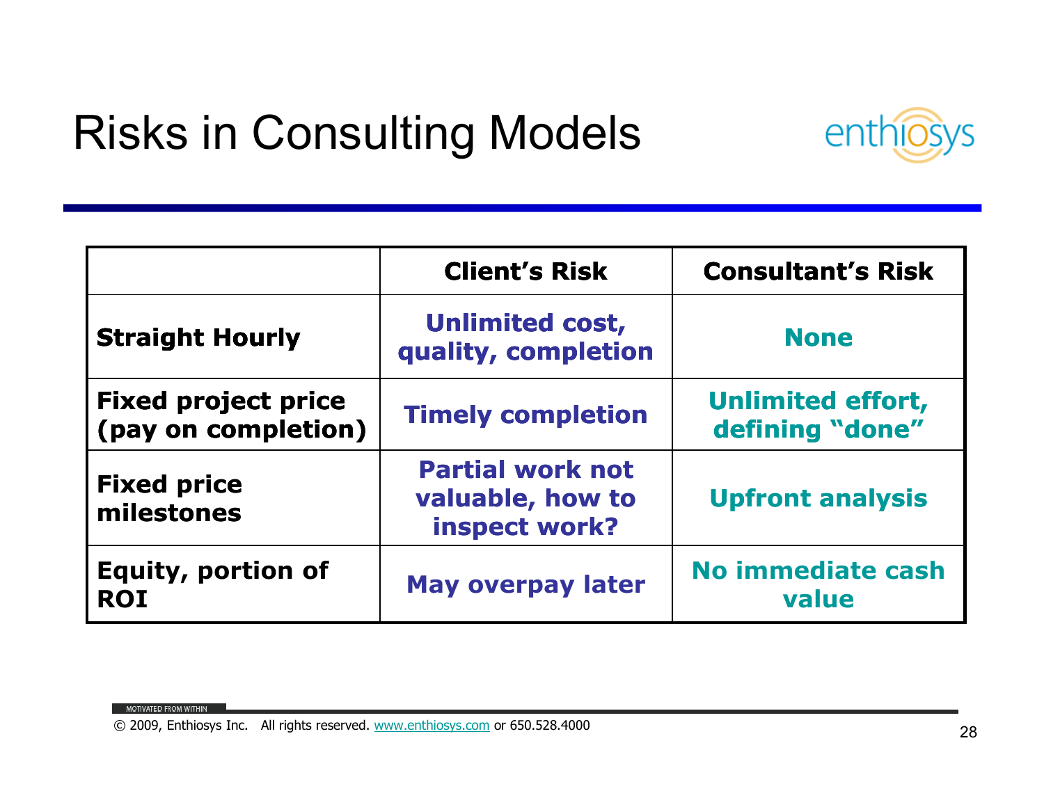# Risks in Consulting Models

| | Client's Risk | Consultant's Risk |
|---|---|---|
| **Straight Hourly** | Unlimited cost, quality, completion | None |
| **Fixed project price (pay on completion)** | Timely completion | Unlimited effort, defining "done" |
| **Fixed price milestones** | Partial work not valuable, how to inspect work? | Upfront analysis |
| **Equity, portion of ROI** | May overpay later | No immediate cash value |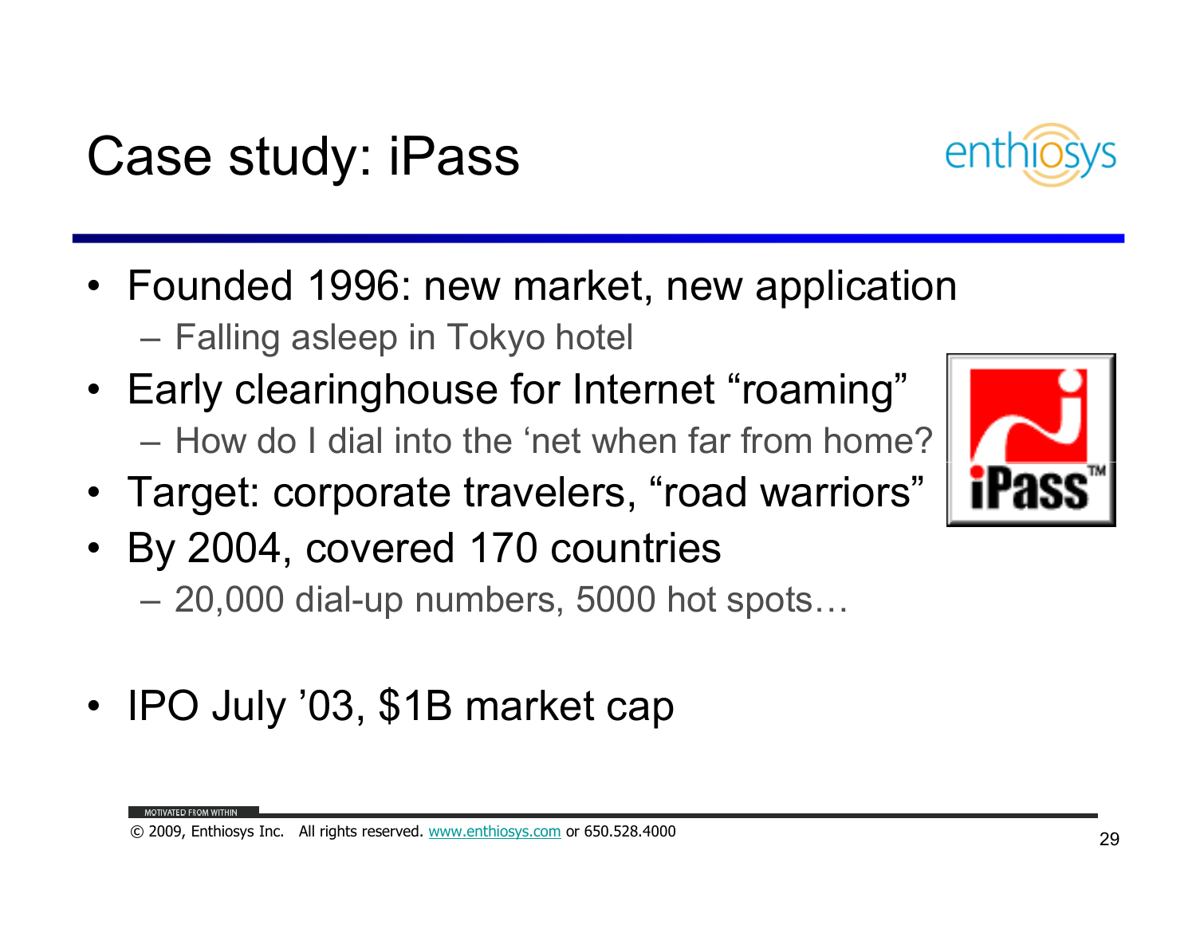# Case study: iPass

- Founded 1996: new market, new application
  - Falling asleep in Tokyo hotel
- Early clearinghouse for Internet “roaming”
  - How do I dial into the ‘net when far from home?
- Target: corporate travelers, “road warriors”
- By 2004, covered 170 countries
  - 20,000 dial-up numbers, 5000 hot spots…
- IPO July ’03, $1B market cap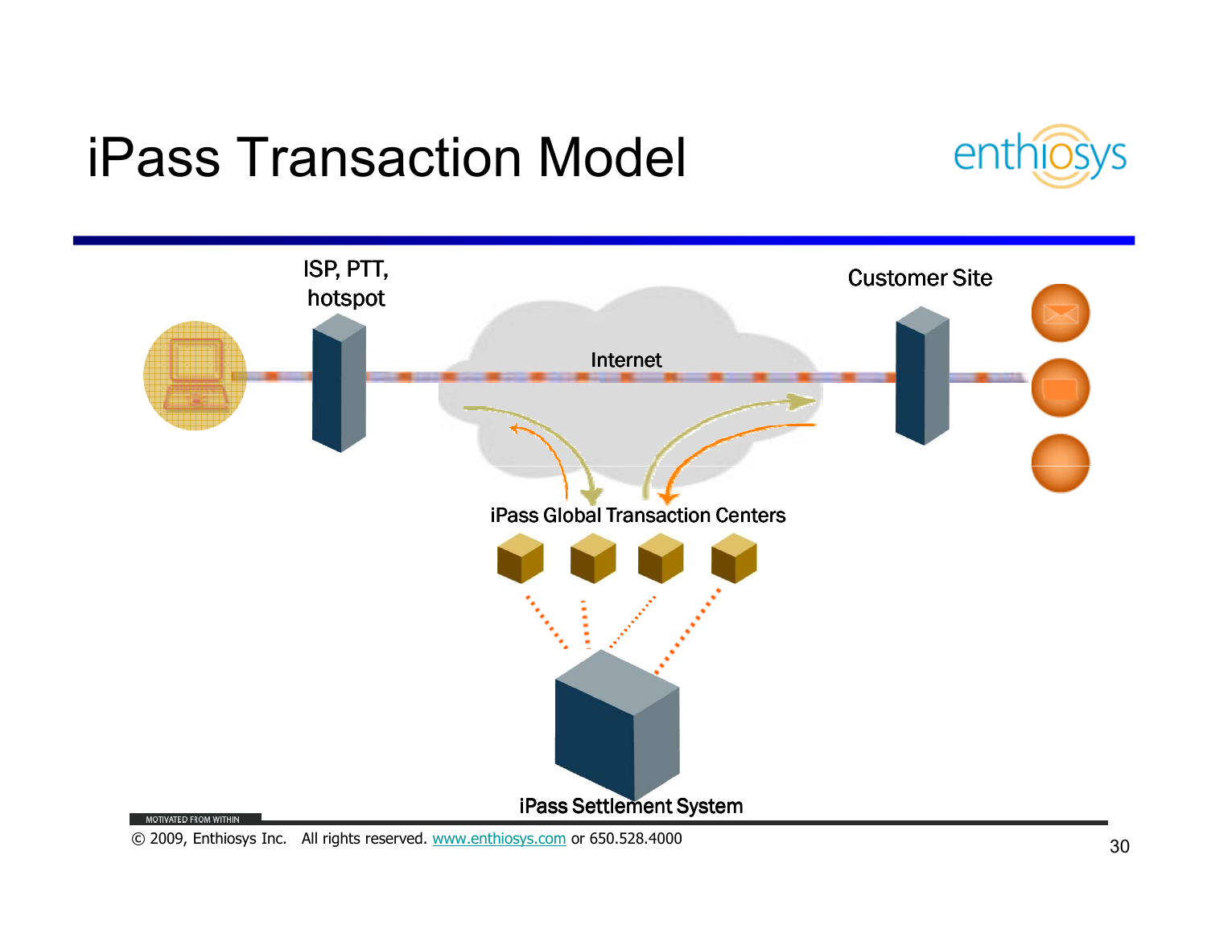# iPass Transaction Model

ISP, PTT, hotspot

Internet

Customer Site

iPass Global Transaction Centers

iPass Settlement System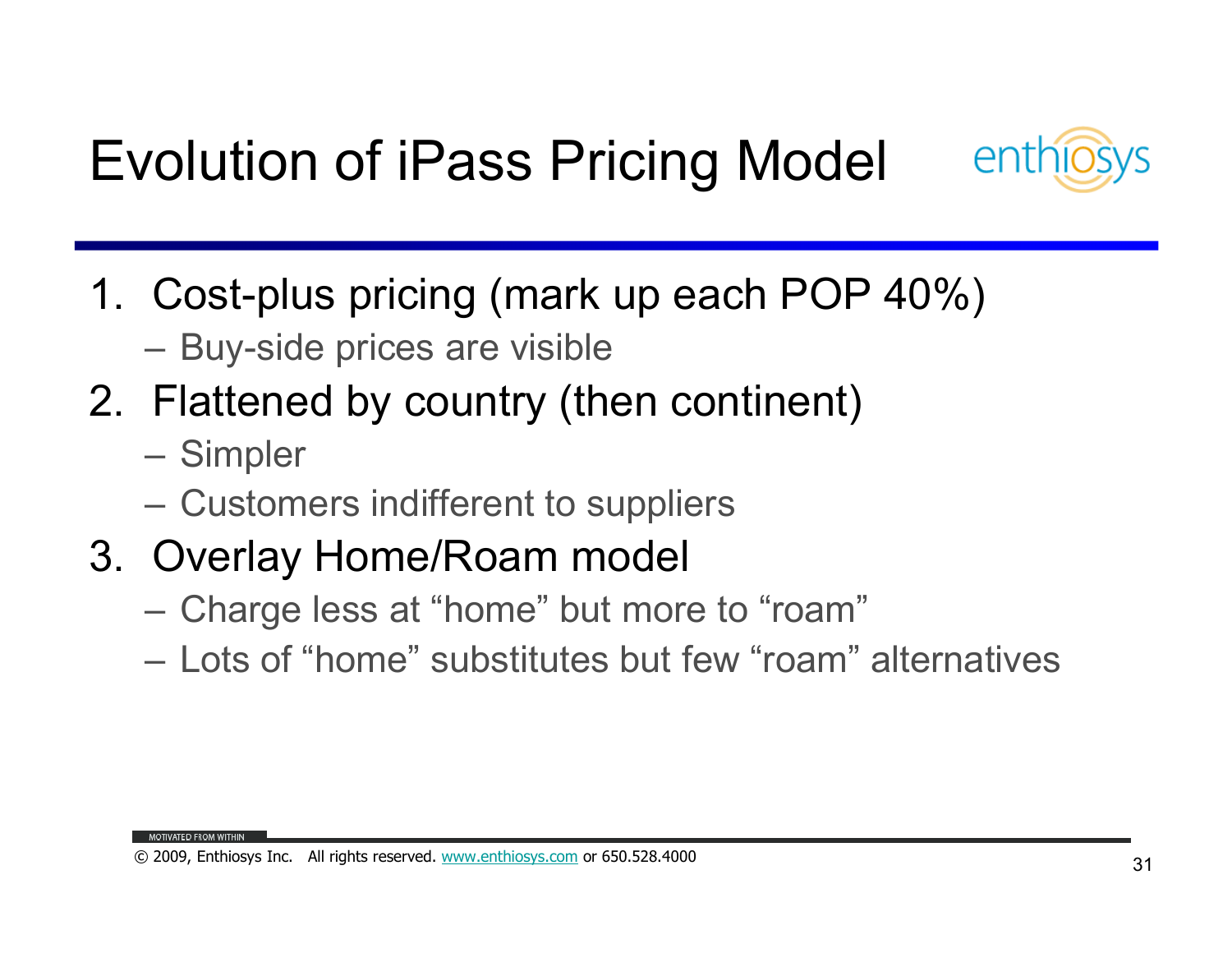# Evolution of iPass Pricing Model

1. Cost-plus pricing (mark up each POP 40%)
   - Buy-side prices are visible
2. Flattened by country (then continent)
   - Simpler
   - Customers indifferent to suppliers
3. Overlay Home/Roam model
   - Charge less at "home" but more to "roam"
   - Lots of "home" substitutes but few "roam" alternatives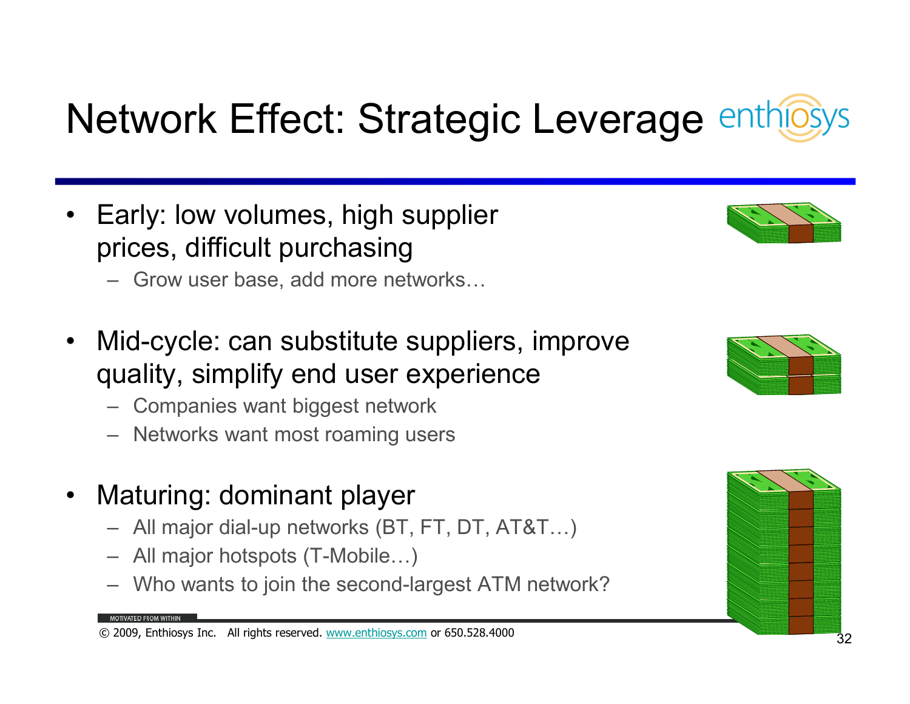# Network Effect: Strategic Leverage

- Early: low volumes, high supplier prices, difficult purchasing
  - Grow user base, add more networks…
- Mid-cycle: can substitute suppliers, improve quality, simplify end user experience
  - Companies want biggest network
  - Networks want most roaming users
- Maturing: dominant player
  - All major dial-up networks (BT, FT, DT, AT&T…)
  - All major hotspots (T-Mobile…)
  - Who wants to join the second-largest ATM network?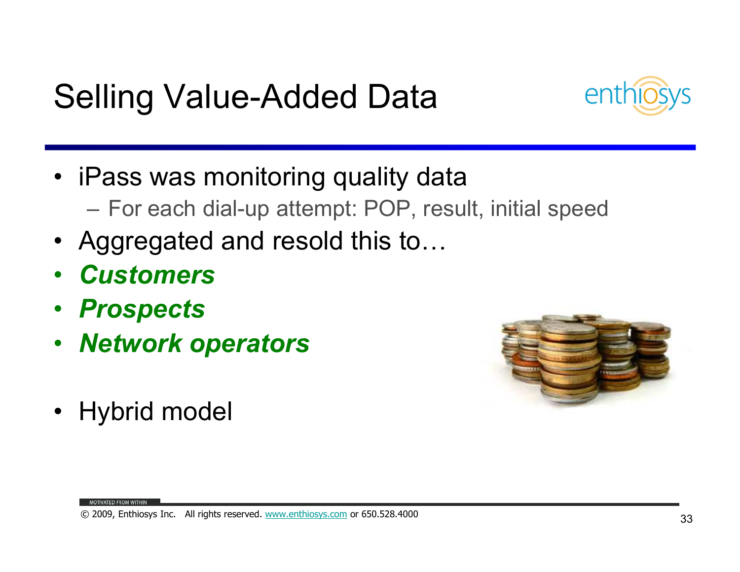# Selling Value-Added Data

- iPass was monitoring quality data
  - For each dial-up attempt: POP, result, initial speed
- Aggregated and resold this to…
- ***Customers***
- ***Prospects***
- ***Network operators***

- Hybrid model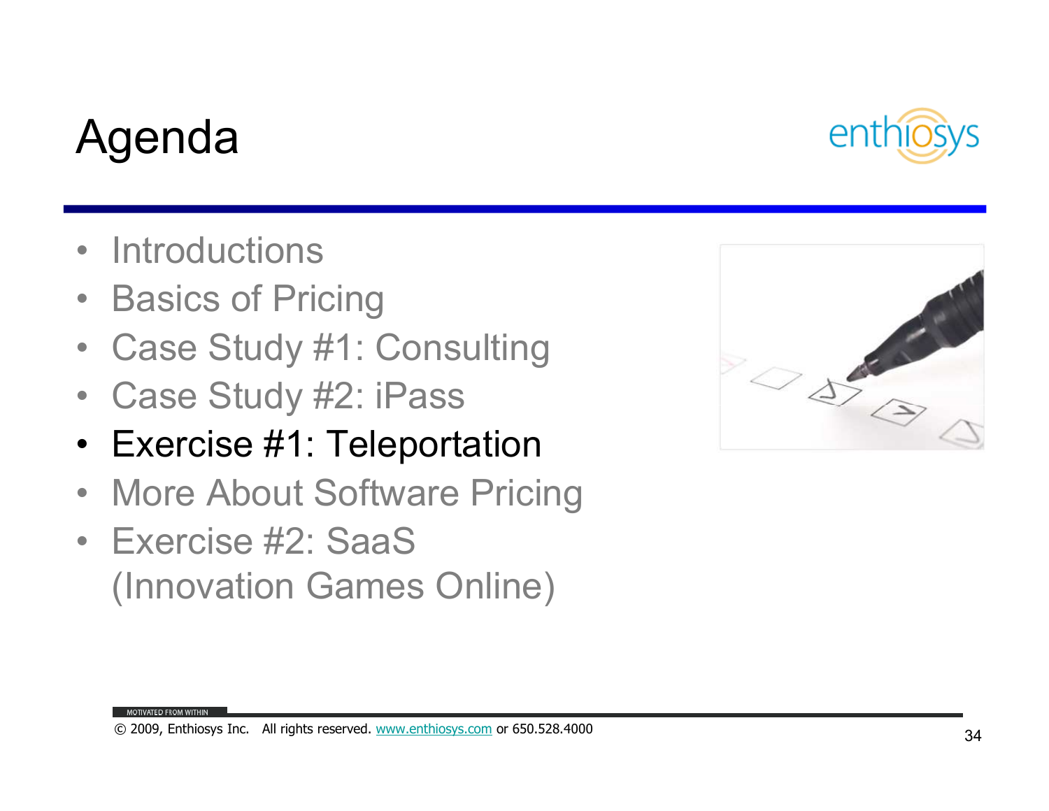# Agenda

- Introductions
- Basics of Pricing
- Case Study #1: Consulting
- Case Study #2: iPass
- **Exercise #1: Teleportation**
- More About Software Pricing
- Exercise #2: SaaS (Innovation Games Online)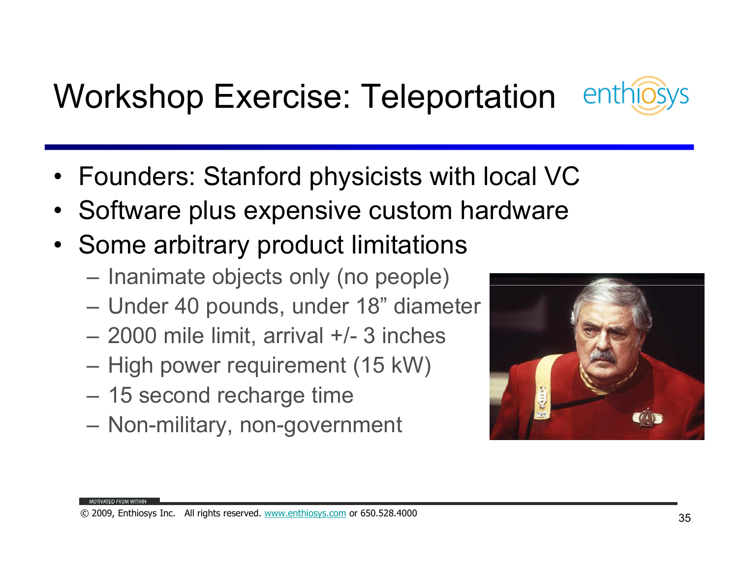# Workshop Exercise: Teleportation

- Founders: Stanford physicists with local VC
- Software plus expensive custom hardware
- Some arbitrary product limitations
  - Inanimate objects only (no people)
  - Under 40 pounds, under 18" diameter
  - 2000 mile limit, arrival +/- 3 inches
  - High power requirement (15 kW)
  - 15 second recharge time
  - Non-military, non-government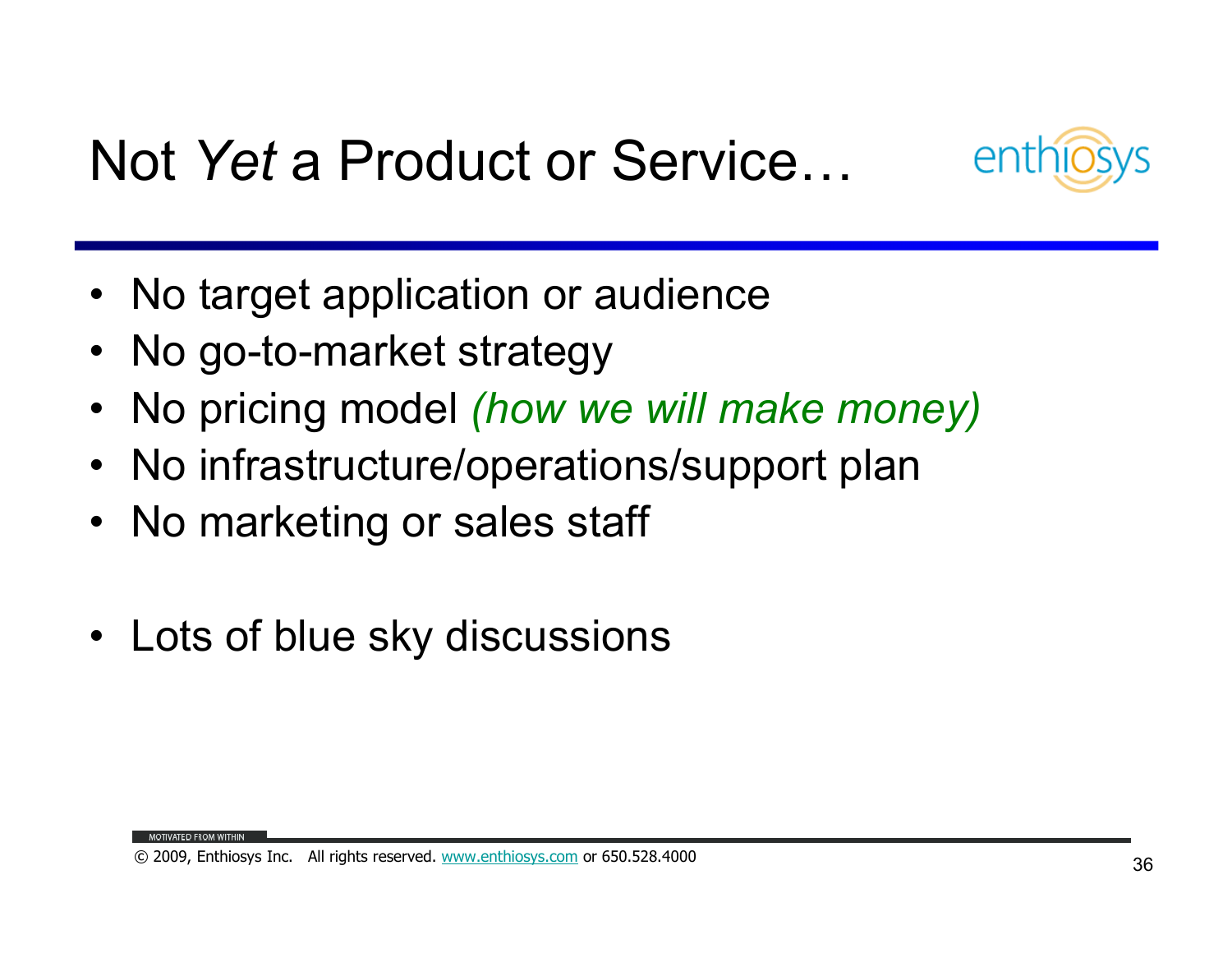# Not *Yet* a Product or Service…

- No target application or audience
- No go-to-market strategy
- No pricing model *(how we will make money)*
- No infrastructure/operations/support plan
- No marketing or sales staff

- Lots of blue sky discussions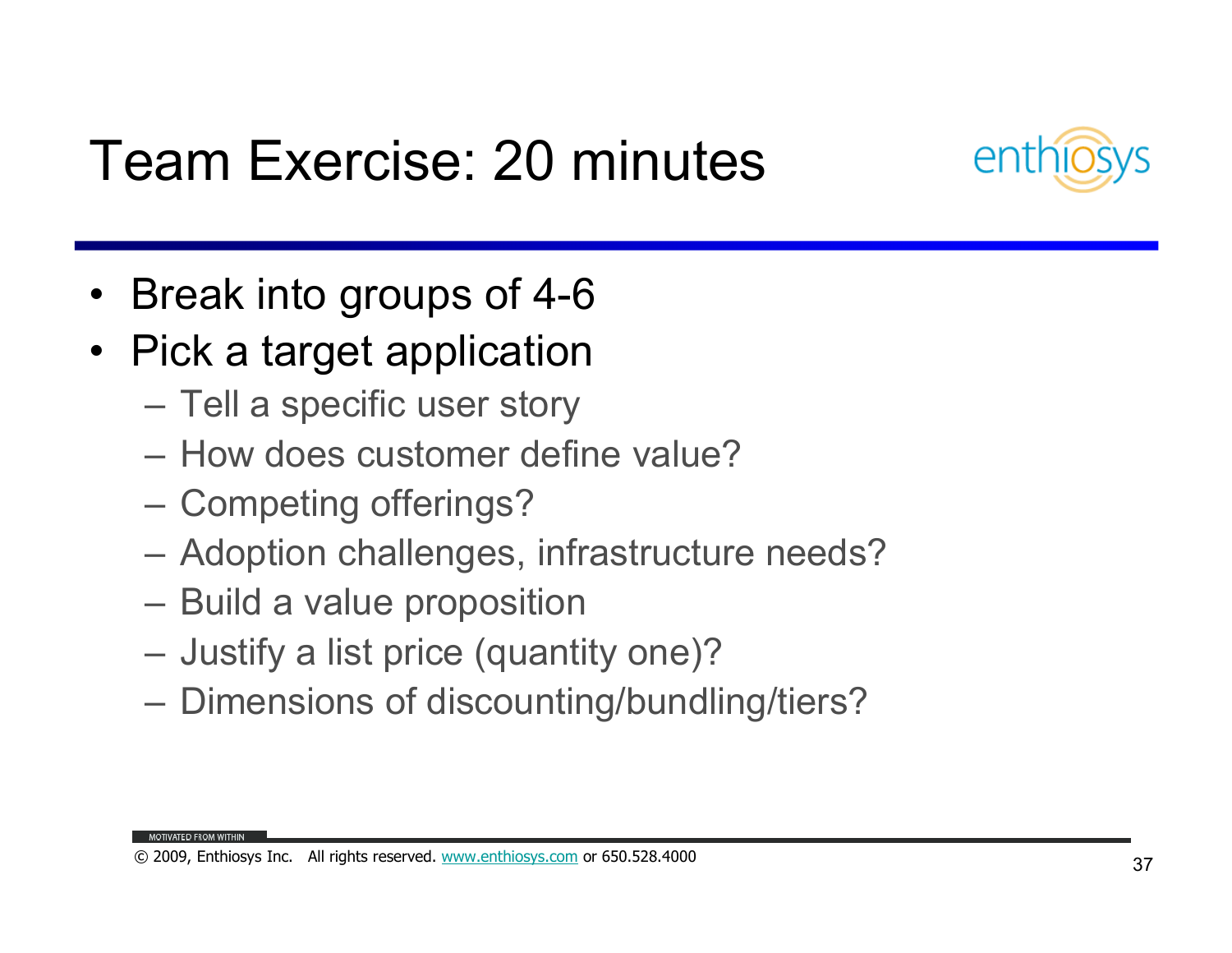# Team Exercise: 20 minutes

- Break into groups of 4-6
- Pick a target application
  - Tell a specific user story
  - How does customer define value?
  - Competing offerings?
  - Adoption challenges, infrastructure needs?
  - Build a value proposition
  - Justify a list price (quantity one)?
  - Dimensions of discounting/bundling/tiers?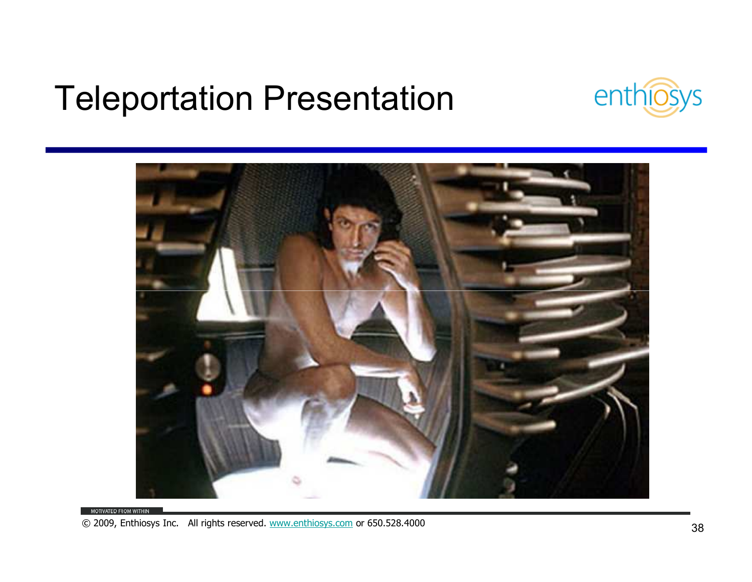# Teleportation Presentation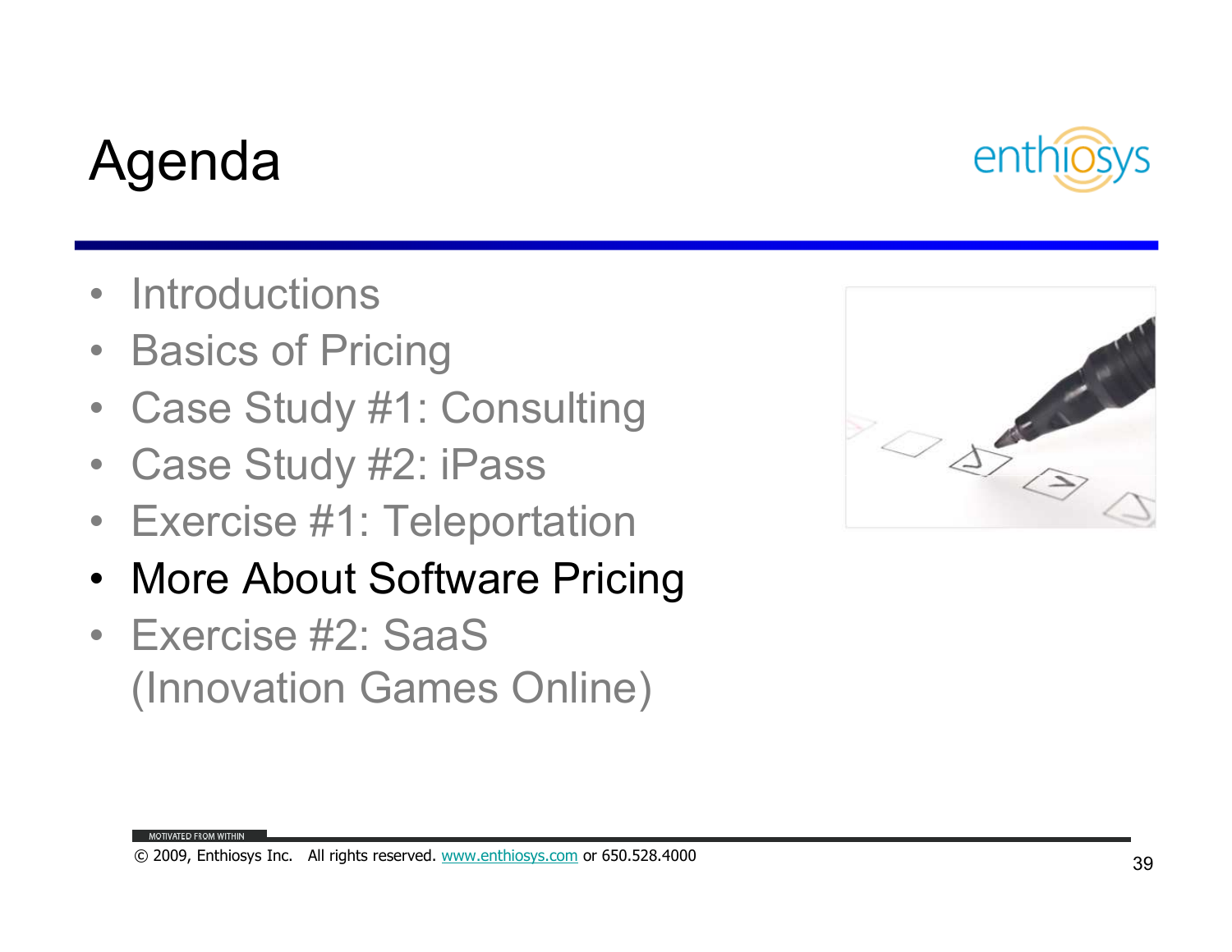# Agenda

- Introductions
- Basics of Pricing
- Case Study #1: Consulting
- Case Study #2: iPass
- Exercise #1: Teleportation
- **More About Software Pricing**
- Exercise #2: SaaS (Innovation Games Online)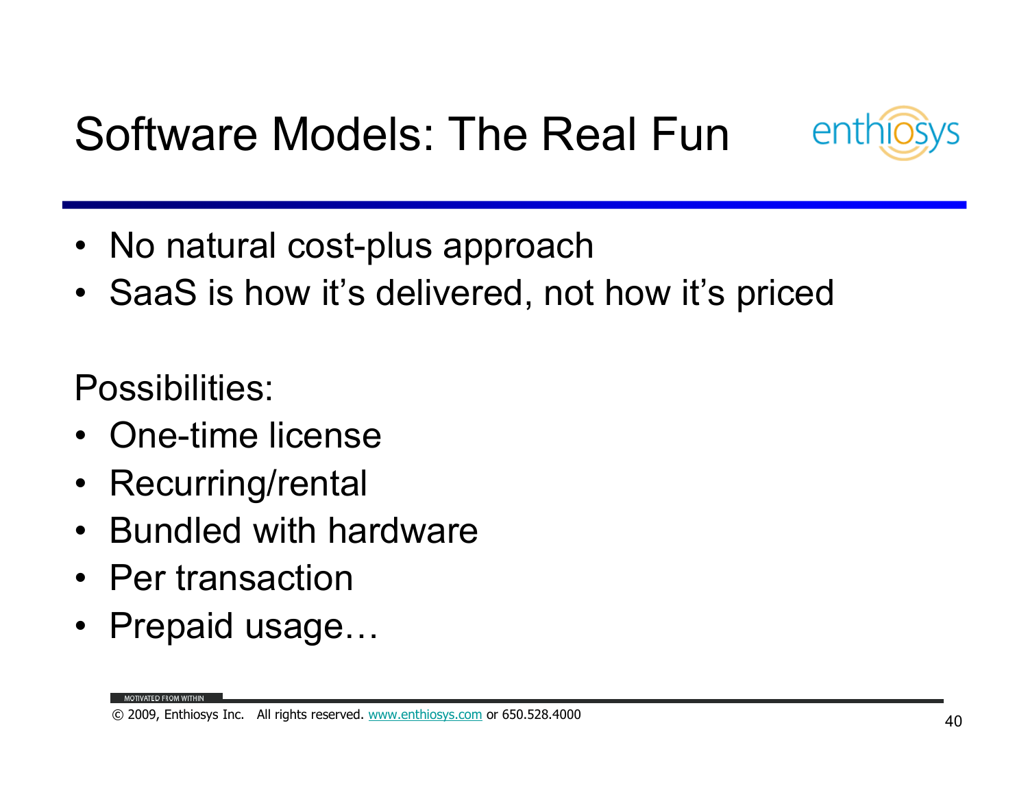# Software Models: The Real Fun

- No natural cost-plus approach
- SaaS is how it's delivered, not how it's priced

Possibilities:

- One-time license
- Recurring/rental
- Bundled with hardware
- Per transaction
- Prepaid usage…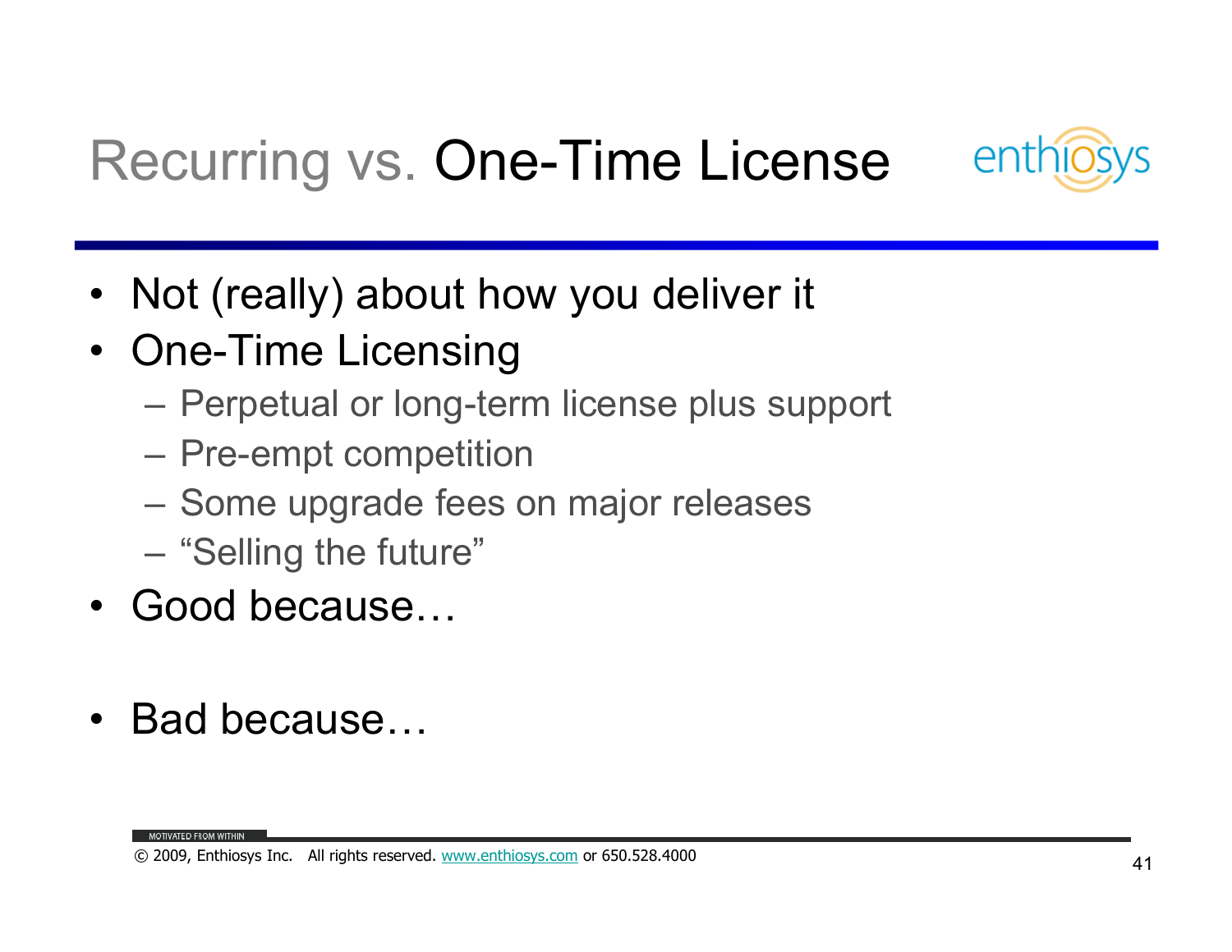# Recurring vs. One-Time License

- Not (really) about how you deliver it
- One-Time Licensing
  - Perpetual or long-term license plus support
  - Pre-empt competition
  - Some upgrade fees on major releases
  - "Selling the future"
- Good because…
- Bad because…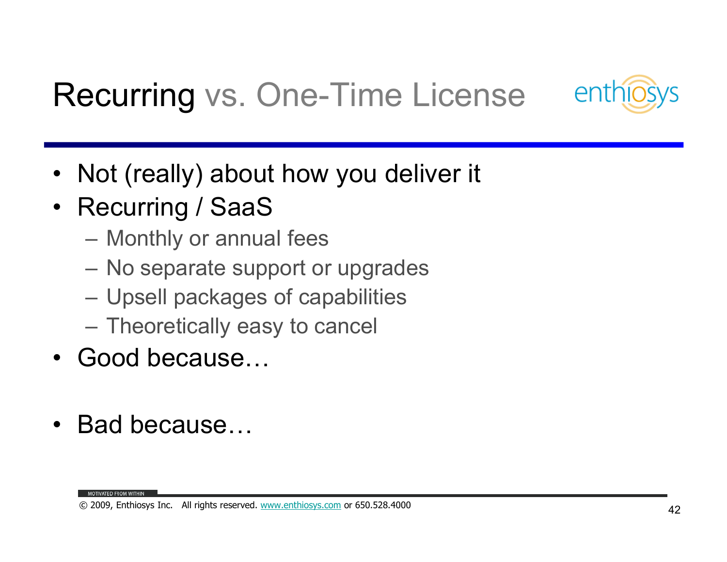# Recurring vs. One-Time License

- Not (really) about how you deliver it
- Recurring / SaaS
  - Monthly or annual fees
  - No separate support or upgrades
  - Upsell packages of capabilities
  - Theoretically easy to cancel
- Good because…
- Bad because…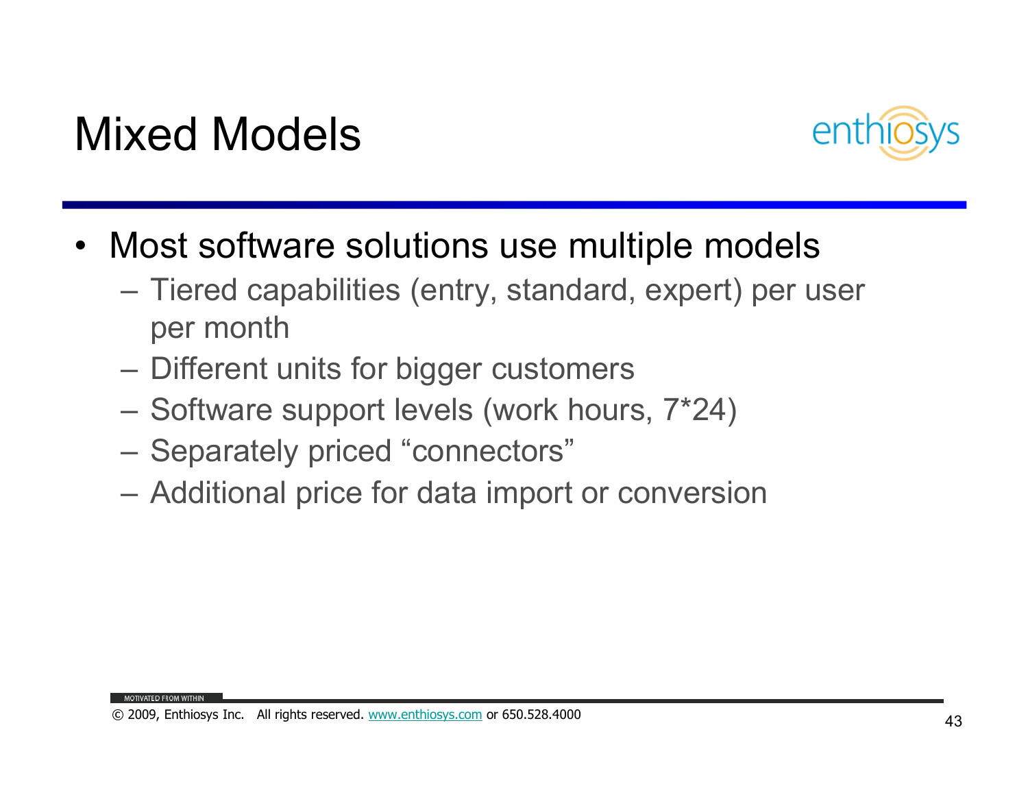# Mixed Models

- Most software solutions use multiple models
  - Tiered capabilities (entry, standard, expert) per user per month
  - Different units for bigger customers
  - Software support levels (work hours, 7*24)
  - Separately priced "connectors"
  - Additional price for data import or conversion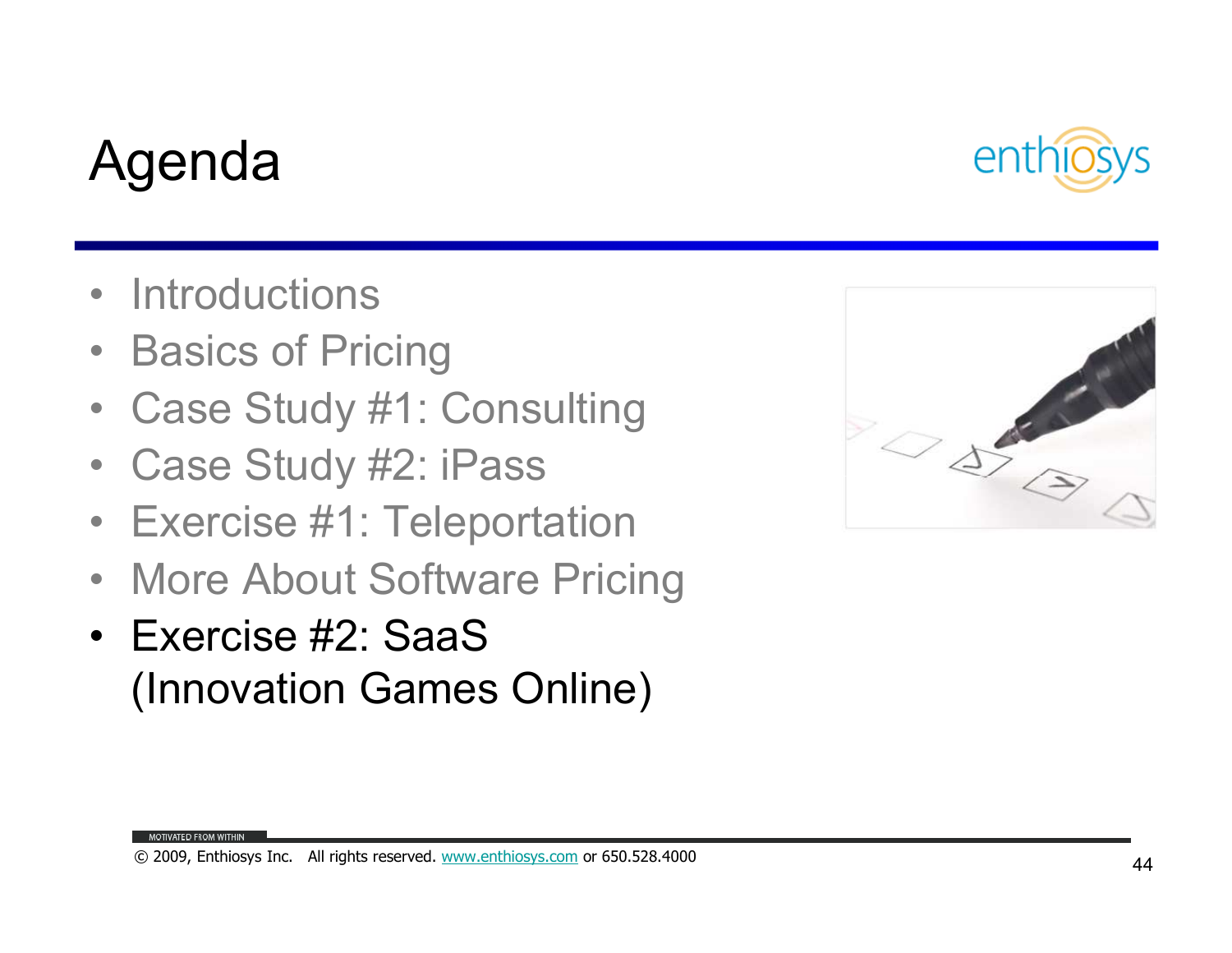# Agenda

- Introductions
- Basics of Pricing
- Case Study #1: Consulting
- Case Study #2: iPass
- Exercise #1: Teleportation
- More About Software Pricing
- **Exercise #2: SaaS (Innovation Games Online)**

MOTIVATED FROM WITHIN

© 2009, Enthiosys Inc. All rights reserved. www.enthiosys.com or 650.528.4000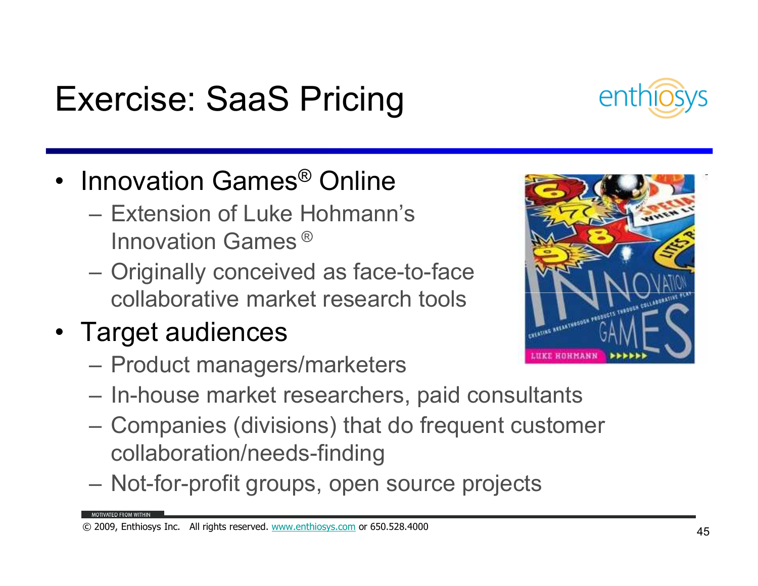# Exercise: SaaS Pricing

- Innovation Games® Online
  - Extension of Luke Hohmann's Innovation Games®
  - Originally conceived as face-to-face collaborative market research tools
- Target audiences
  - Product managers/marketers
  - In-house market researchers, paid consultants
  - Companies (divisions) that do frequent customer collaboration/needs-finding
  - Not-for-profit groups, open source projects

© 2009, Enthiosys Inc. All rights reserved. www.enthiosys.com or 650.528.4000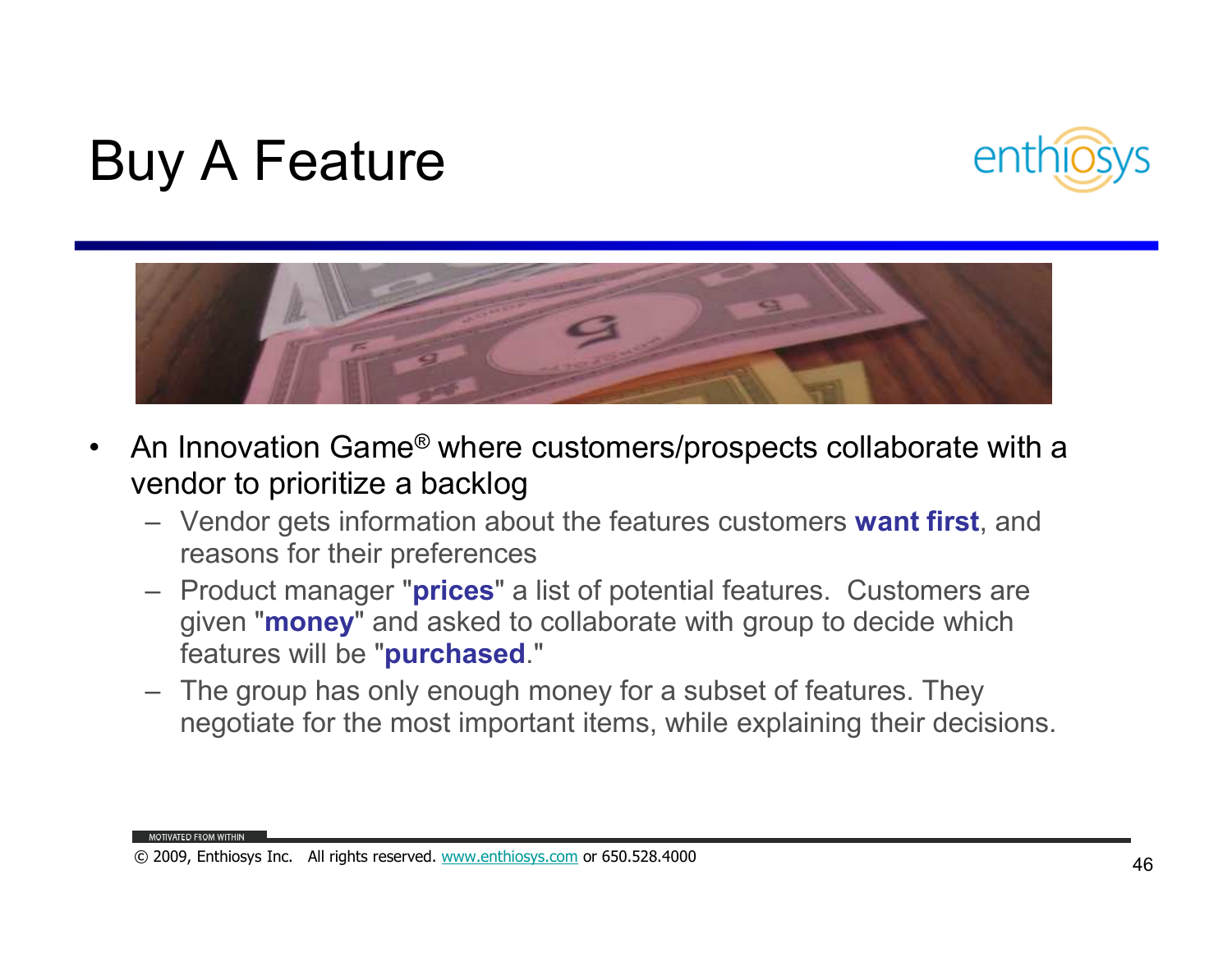# Buy A Feature

- An Innovation Game® where customers/prospects collaborate with a vendor to prioritize a backlog
  - Vendor gets information about the features customers **want first**, and reasons for their preferences
  - Product manager "**prices**" a list of potential features. Customers are given "**money**" and asked to collaborate with group to decide which features will be "**purchased**."
  - The group has only enough money for a subset of features. They negotiate for the most important items, while explaining their decisions.

MOTIVATED FROM WITHIN

© 2009, Enthiosys Inc. All rights reserved. www.enthiosys.com or 650.528.4000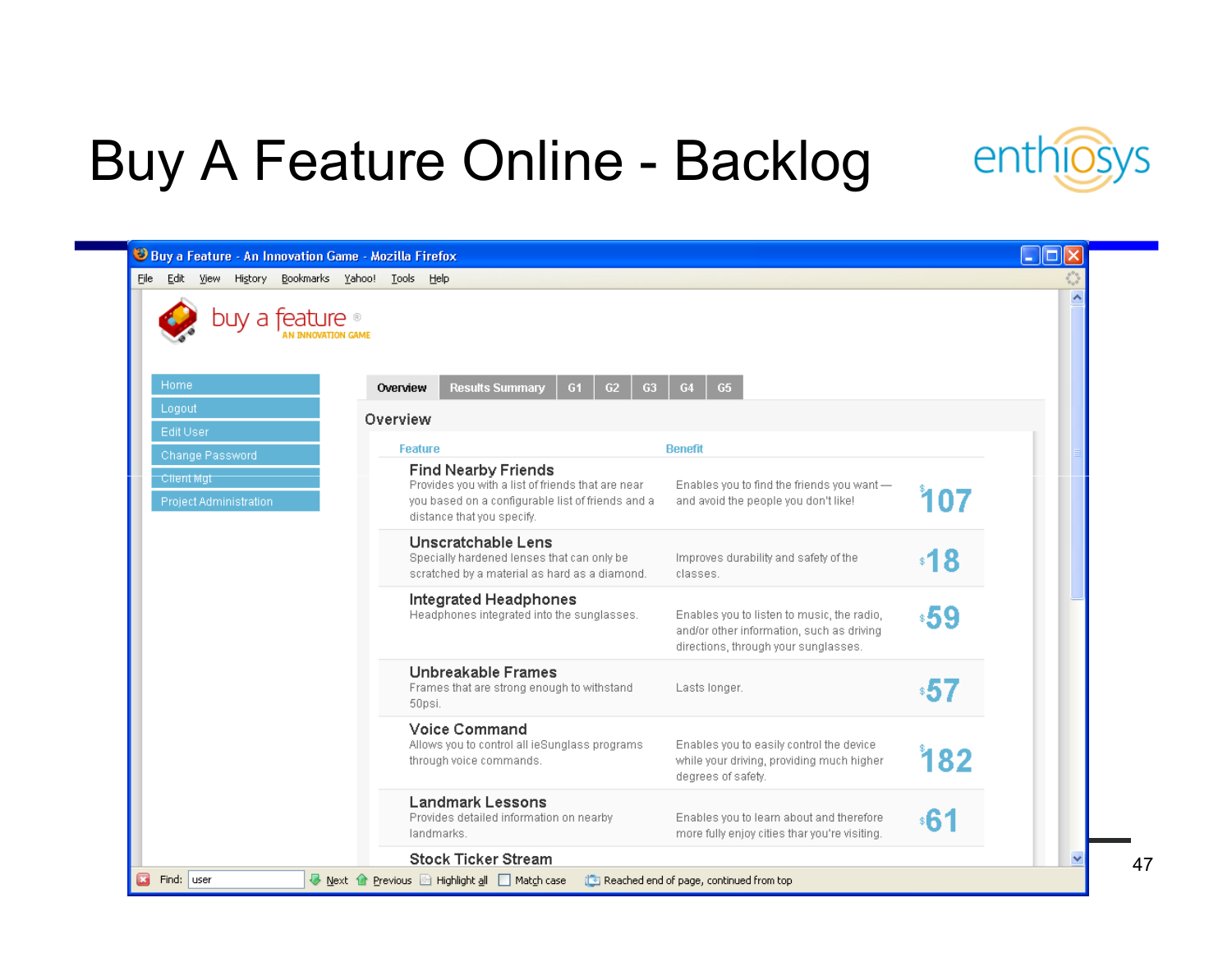# Buy A Feature Online - Backlog

enthiosys

Buy a Feature - An Innovation Game - Mozilla Firefox

File Edit View History Bookmarks Yahoo! Tools Help

buy a feature ® AN INNOVATION GAME

- Home
- Logout
- Edit User
- Change Password
- Client Mgt
- Project Administration

Overview | Results Summary | G1 | G2 | G3 | G4 | G5

## Overview

| Feature | Benefit | |
|---|---|---|
| **Find Nearby Friends** Provides you with a list of friends that are near you based on a configurable list of friends and a distance that you specify. | Enables you to find the friends you want — and avoid the people you don't like! | $107 |
| **Unscratchable Lens** Specially hardened lenses that can only be scratched by a material as hard as a diamond. | Improves durability and safety of the classes. | $18 |
| **Integrated Headphones** Headphones integrated into the sunglasses. | Enables you to listen to music, the radio, and/or other information, such as driving directions, through your sunglasses. | $59 |
| **Unbreakable Frames** Frames that are strong enough to withstand 50psi. | Lasts longer. | $57 |
| **Voice Command** Allows you to control all ieSunglass programs through voice commands. | Enables you to easily control the device while your driving, providing much higher degrees of safety. | $182 |
| **Landmark Lessons** Provides detailed information on nearby landmarks. | Enables you to learn about and therefore more fully enjoy cities thar you're visiting. | $61 |
| **Stock Ticker Stream** | | |

Find: user | Next | Previous | Highlight all | Match case | Reached end of page, continued from top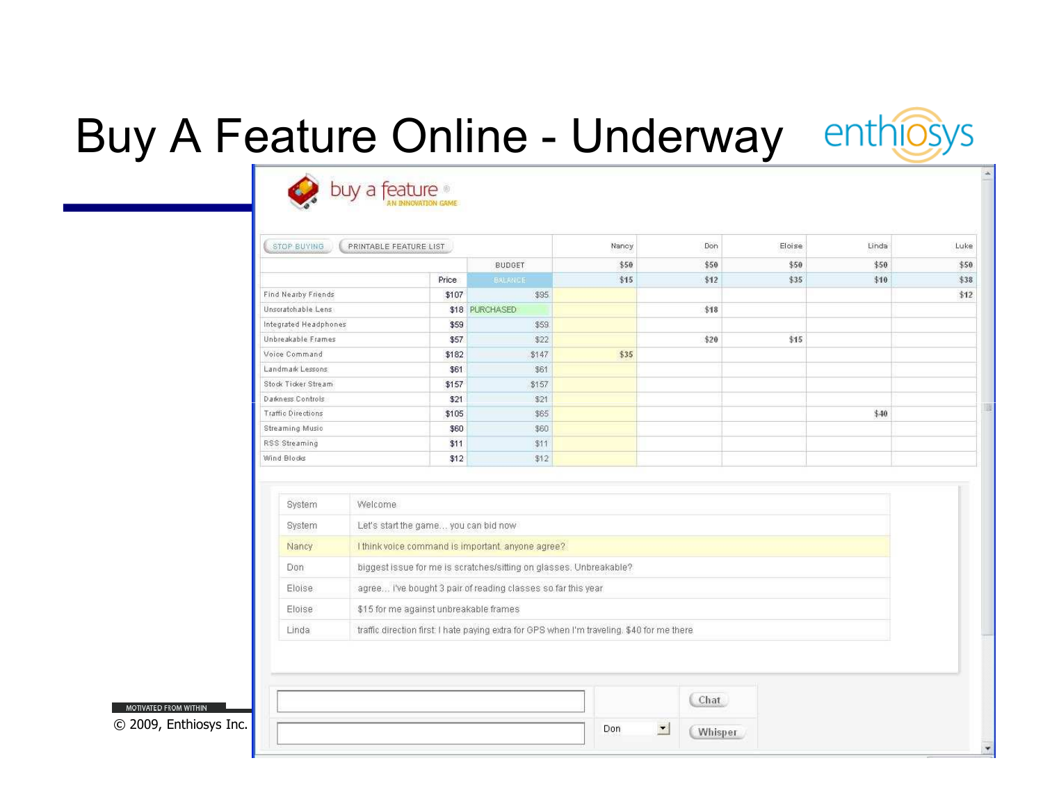# Buy A Feature Online - Underway

enthiosys

buy a feature®
AN INNOVATION GAME

STOP BUYING | PRINTABLE FEATURE LIST

| | Price | | Nancy | Don | Eloise | Linda | Luke |
|---|---|---|---|---|---|---|---|
| | | BUDGET | $50 | $50 | $50 | $50 | $50 |
| | Price | BALANCE | $15 | $12 | $35 | $10 | $38 |
| Find Nearby Friends | $107 | $95 | | | | | $12 |
| Unscratchable Lens | $18 | PURCHASED | | $18 | | | |
| Integrated Headphones | $59 | $59 | | | | | |
| Unbreakable Frames | $57 | $22 | | $20 | $15 | | |
| Voice Command | $182 | $147 | $35 | | | | |
| Landmark Lessons | $61 | $61 | | | | | |
| Stock Ticker Stream | $157 | $157 | | | | | |
| Darkness Controls | $21 | $21 | | | | | |
| Traffic Directions | $105 | $65 | | | | $40 | |
| Streaming Music | $60 | $60 | | | | | |
| RSS Streaming | $11 | $11 | | | | | |
| Wind Blocks | $12 | $12 | | | | | |

| | |
|---|---|
| System | Welcome |
| System | Let's start the game... you can bid now |
| Nancy | I think voice command is important. anyone agree? |
| Don | biggest issue for me is scratches/sitting on glasses. Unbreakable? |
| Eloise | agree... i've bought 3 pair of reading classes so far this year |
| Eloise | $15 for me against unbreakable frames |
| Linda | traffic direction first. I hate paying extra for GPS when I'm traveling. $40 for me there |

Chat

Don | Whisper

MOTIVATED FROM WITHIN

© 2009, Enthiosys Inc.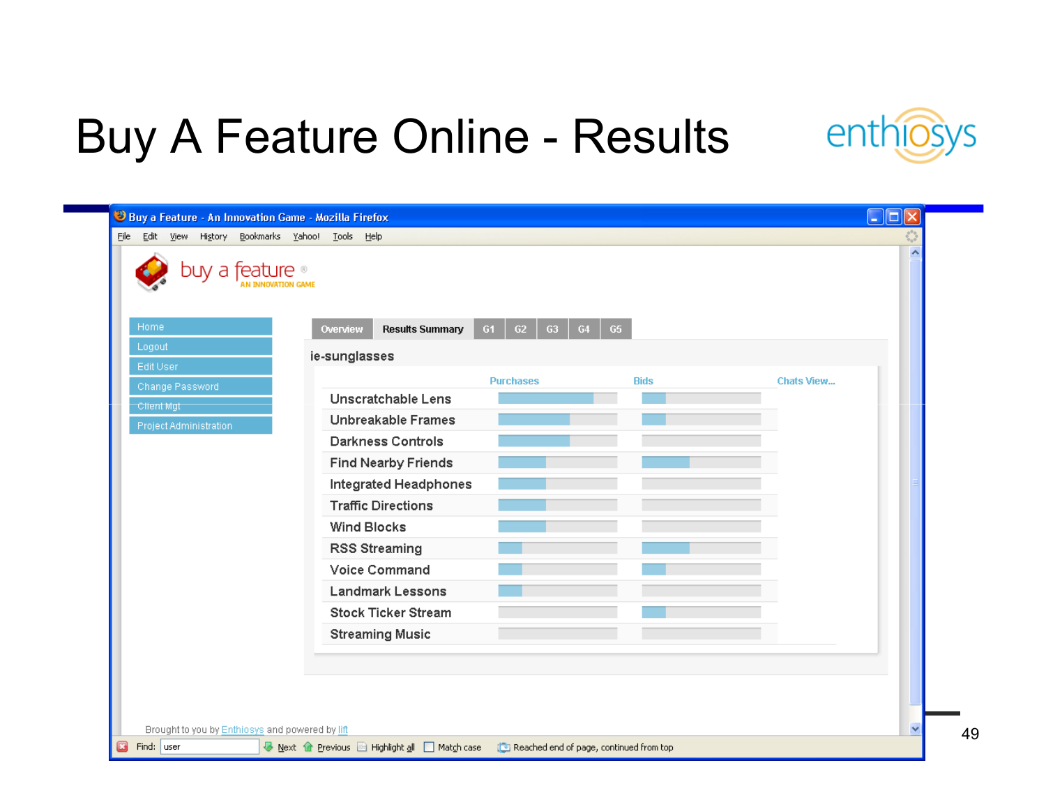# Buy A Feature Online - Results

enthiosys

Buy a Feature - An Innovation Game - Mozilla Firefox

File Edit View History Bookmarks Yahoo! Tools Help

buy a feature AN INNOVATION GAME

- Home
- Logout
- Edit User
- Change Password
- Client Mgt
- Project Administration

Overview | Results Summary | G1 | G2 | G3 | G4 | G5

ie-sunglasses

| | Purchases | Bids | Chats View... |
|---|---|---|---|
| Unscratchable Lens | | | |
| Unbreakable Frames | | | |
| Darkness Controls | | | |
| Find Nearby Friends | | | |
| Integrated Headphones | | | |
| Traffic Directions | | | |
| Wind Blocks | | | |
| RSS Streaming | | | |
| Voice Command | | | |
| Landmark Lessons | | | |
| Stock Ticker Stream | | | |
| Streaming Music | | | |

Brought to you by Enthiosys and powered by lift

Find: user Next Previous Highlight all Match case Reached end of page, continued from top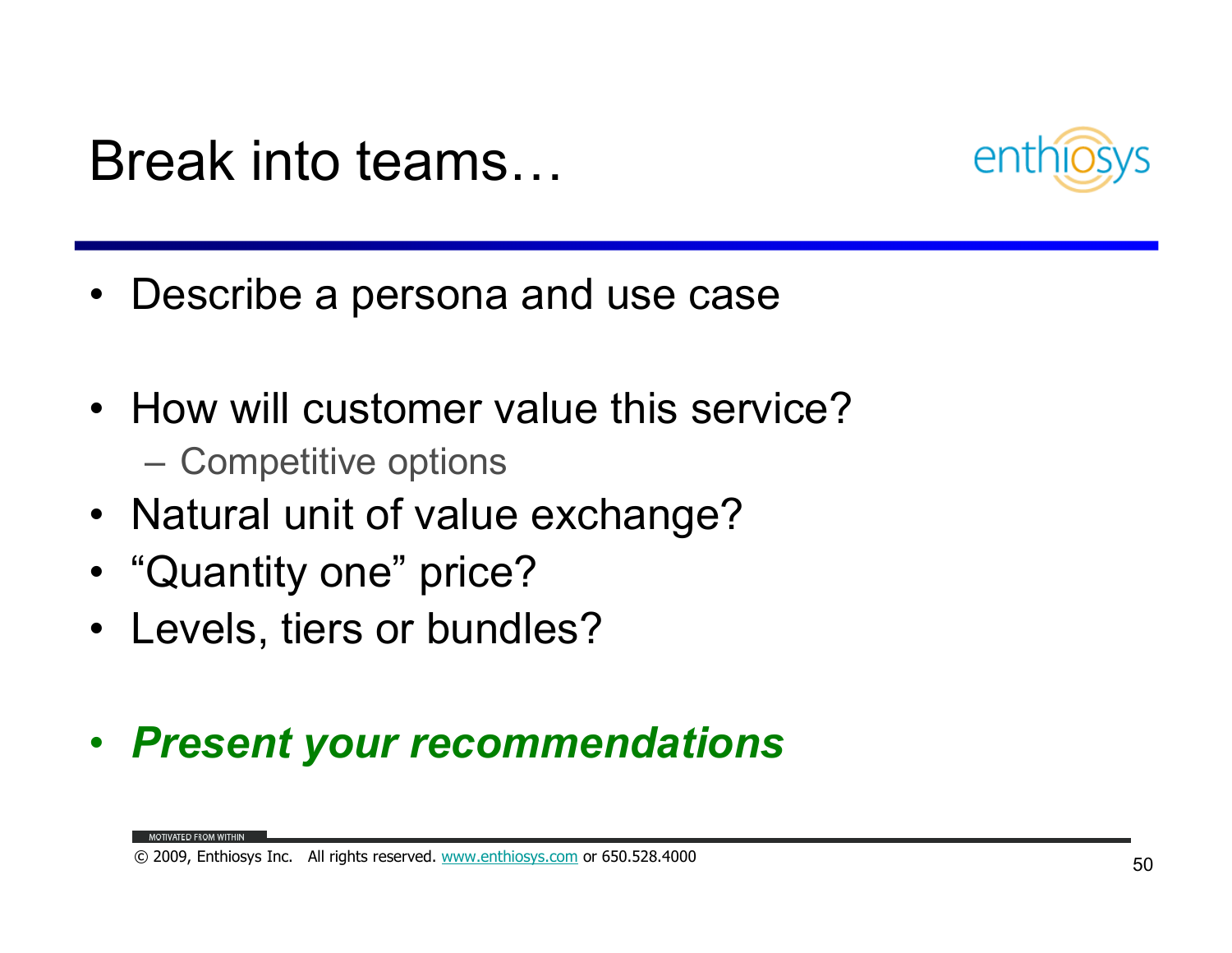# Break into teams…

- Describe a persona and use case

- How will customer value this service?
  - Competitive options
- Natural unit of value exchange?
- "Quantity one" price?
- Levels, tiers or bundles?

- ***Present your recommendations***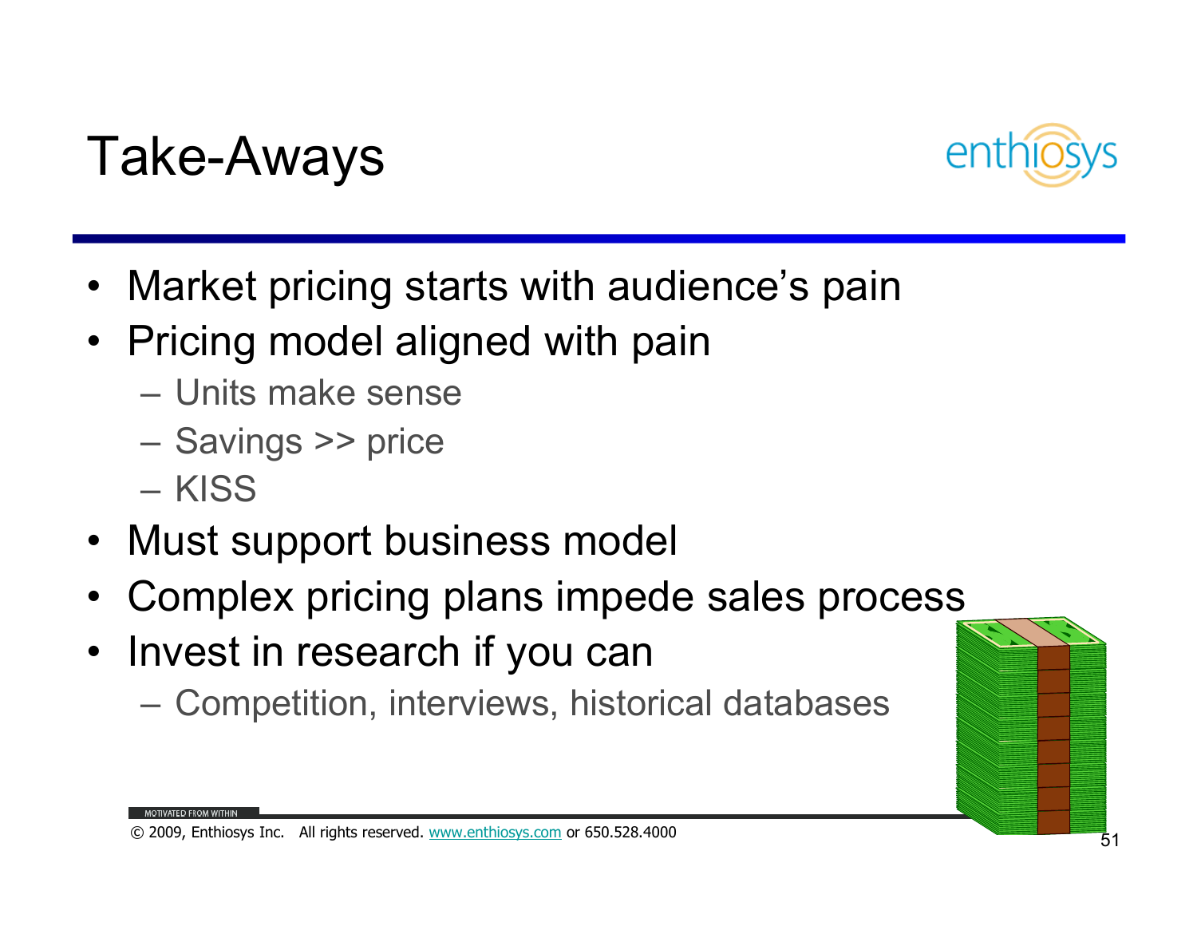# Take-Aways

- Market pricing starts with audience's pain
- Pricing model aligned with pain
  - Units make sense
  - Savings >> price
  - KISS
- Must support business model
- Complex pricing plans impede sales process
- Invest in research if you can
  - Competition, interviews, historical databases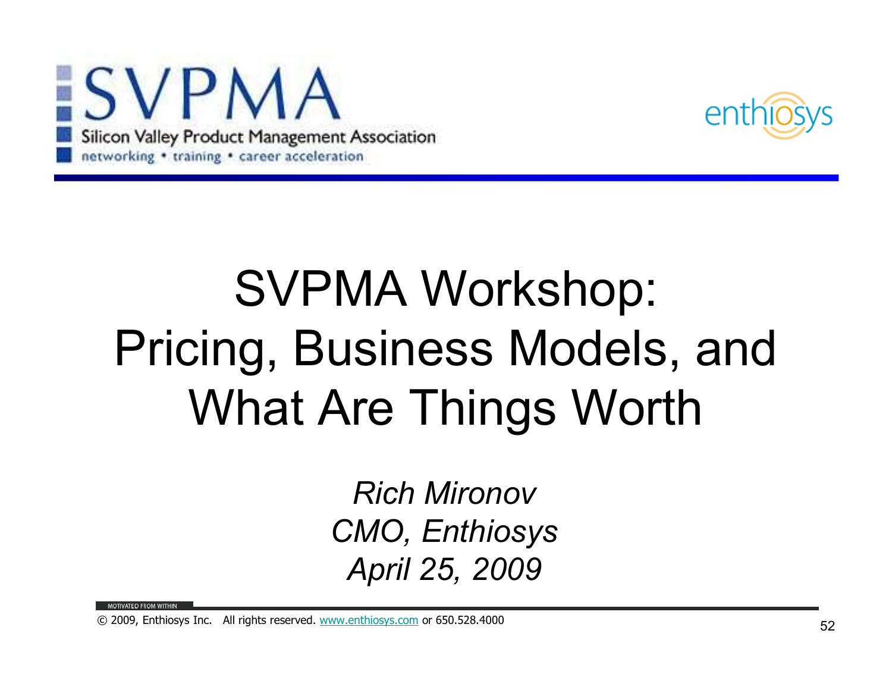SVPMA

Silicon Valley Product Management Association

networking • training • career acceleration

enthiosys

# SVPMA Workshop: Pricing, Business Models, and What Are Things Worth

*Rich Mironov*
*CMO, Enthiosys*
*April 25, 2009*

MOTIVATED FROM WITHIN

© 2009, Enthiosys Inc. All rights reserved. www.enthiosys.com or 650.528.4000